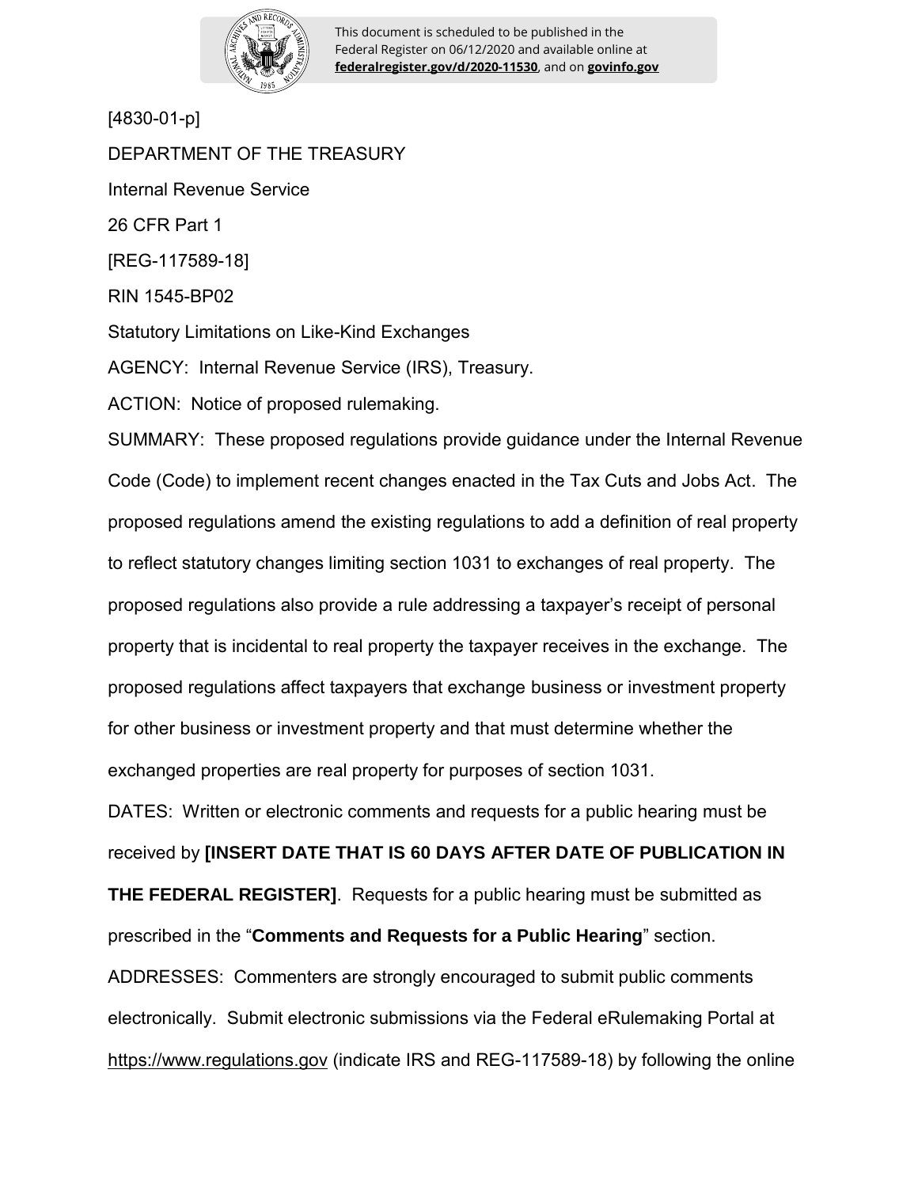This document is scheduled to be published in the Federal Register on 06/12/2020 and available online at **federalregister.gov/d/2020-11530**, and on **govinfo.gov**

[4830-01-p]

DEPARTMENT OF THE TREASURY

Internal Revenue Service

26 CFR Part 1

[REG-117589-18]

RIN 1545-BP02

Statutory Limitations on Like-Kind Exchanges

AGENCY: Internal Revenue Service (IRS), Treasury.

ACTION: Notice of proposed rulemaking.

SUMMARY: These proposed regulations provide guidance under the Internal Revenue Code (Code) to implement recent changes enacted in the Tax Cuts and Jobs Act. The proposed regulations amend the existing regulations to add a definition of real property to reflect statutory changes limiting section 1031 to exchanges of real property. The proposed regulations also provide a rule addressing a taxpayer's receipt of personal property that is incidental to real property the taxpayer receives in the exchange. The proposed regulations affect taxpayers that exchange business or investment property for other business or investment property and that must determine whether the exchanged properties are real property for purposes of section 1031.

DATES: Written or electronic comments and requests for a public hearing must be received by **[INSERT DATE THAT IS 60 DAYS AFTER DATE OF PUBLICATION IN THE FEDERAL REGISTER]**. Requests for a public hearing must be submitted as prescribed in the "**Comments and Requests for a Public Hearing**" section.

ADDRESSES: Commenters are strongly encouraged to submit public comments electronically. Submit electronic submissions via the Federal eRulemaking Portal at https://www.regulations.gov (indicate IRS and REG-117589-18) by following the online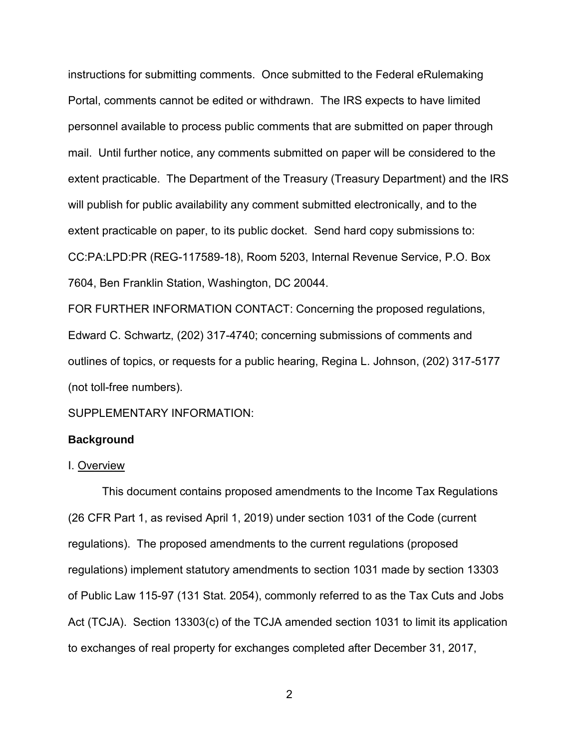instructions for submitting comments. Once submitted to the Federal eRulemaking Portal, comments cannot be edited or withdrawn. The IRS expects to have limited personnel available to process public comments that are submitted on paper through mail. Until further notice, any comments submitted on paper will be considered to the extent practicable. The Department of the Treasury (Treasury Department) and the IRS will publish for public availability any comment submitted electronically, and to the extent practicable on paper, to its public docket. Send hard copy submissions to: CC:PA:LPD:PR (REG-117589-18), Room 5203, Internal Revenue Service, P.O. Box 7604, Ben Franklin Station, Washington, DC 20044.

FOR FURTHER INFORMATION CONTACT: Concerning the proposed regulations, Edward C. Schwartz, (202) 317-4740; concerning submissions of comments and outlines of topics, or requests for a public hearing, Regina L. Johnson, (202) 317-5177 (not toll-free numbers).

SUPPLEMENTARY INFORMATION:

**Background**

I. Overview

This document contains proposed amendments to the Income Tax Regulations (26 CFR Part 1, as revised April 1, 2019) under section 1031 of the Code (current regulations). The proposed amendments to the current regulations (proposed regulations) implement statutory amendments to section 1031 made by section 13303 of Public Law 115-97 (131 Stat. 2054), commonly referred to as the Tax Cuts and Jobs Act (TCJA). Section 13303(c) of the TCJA amended section 1031 to limit its application to exchanges of real property for exchanges completed after December 31, 2017,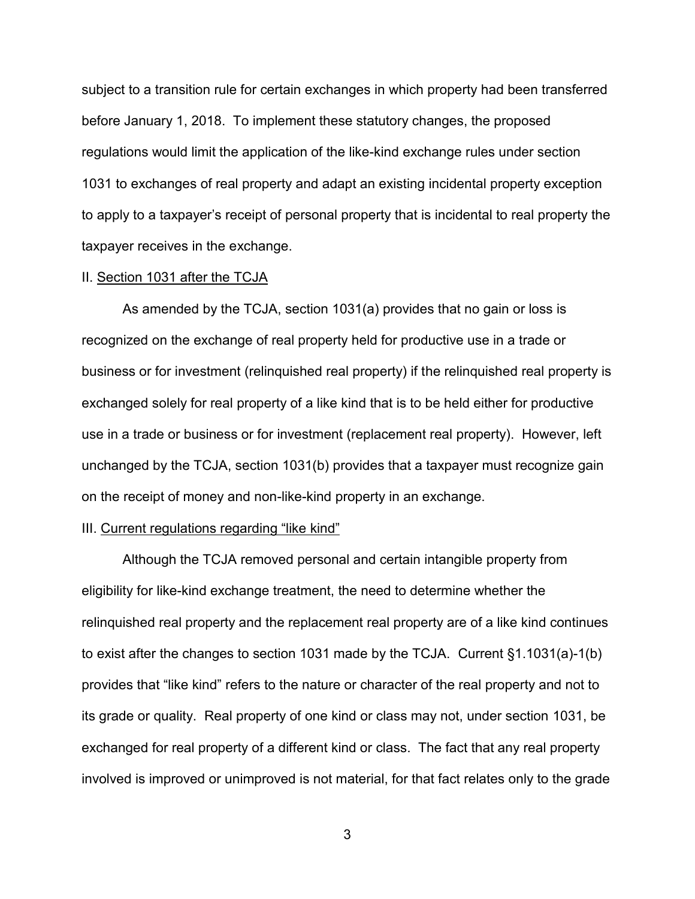subject to a transition rule for certain exchanges in which property had been transferred before January 1, 2018. To implement these statutory changes, the proposed regulations would limit the application of the like-kind exchange rules under section 1031 to exchanges of real property and adapt an existing incidental property exception to apply to a taxpayer's receipt of personal property that is incidental to real property the taxpayer receives in the exchange.

II. Section 1031 after the TCJA

As amended by the TCJA, section 1031(a) provides that no gain or loss is recognized on the exchange of real property held for productive use in a trade or business or for investment (relinquished real property) if the relinquished real property is exchanged solely for real property of a like kind that is to be held either for productive use in a trade or business or for investment (replacement real property). However, left unchanged by the TCJA, section 1031(b) provides that a taxpayer must recognize gain on the receipt of money and non-like-kind property in an exchange.

III. Current regulations regarding "like kind"

Although the TCJA removed personal and certain intangible property from eligibility for like-kind exchange treatment, the need to determine whether the relinquished real property and the replacement real property are of a like kind continues to exist after the changes to section 1031 made by the TCJA. Current §1.1031(a)-1(b) provides that "like kind" refers to the nature or character of the real property and not to its grade or quality. Real property of one kind or class may not, under section 1031, be exchanged for real property of a different kind or class. The fact that any real property involved is improved or unimproved is not material, for that fact relates only to the grade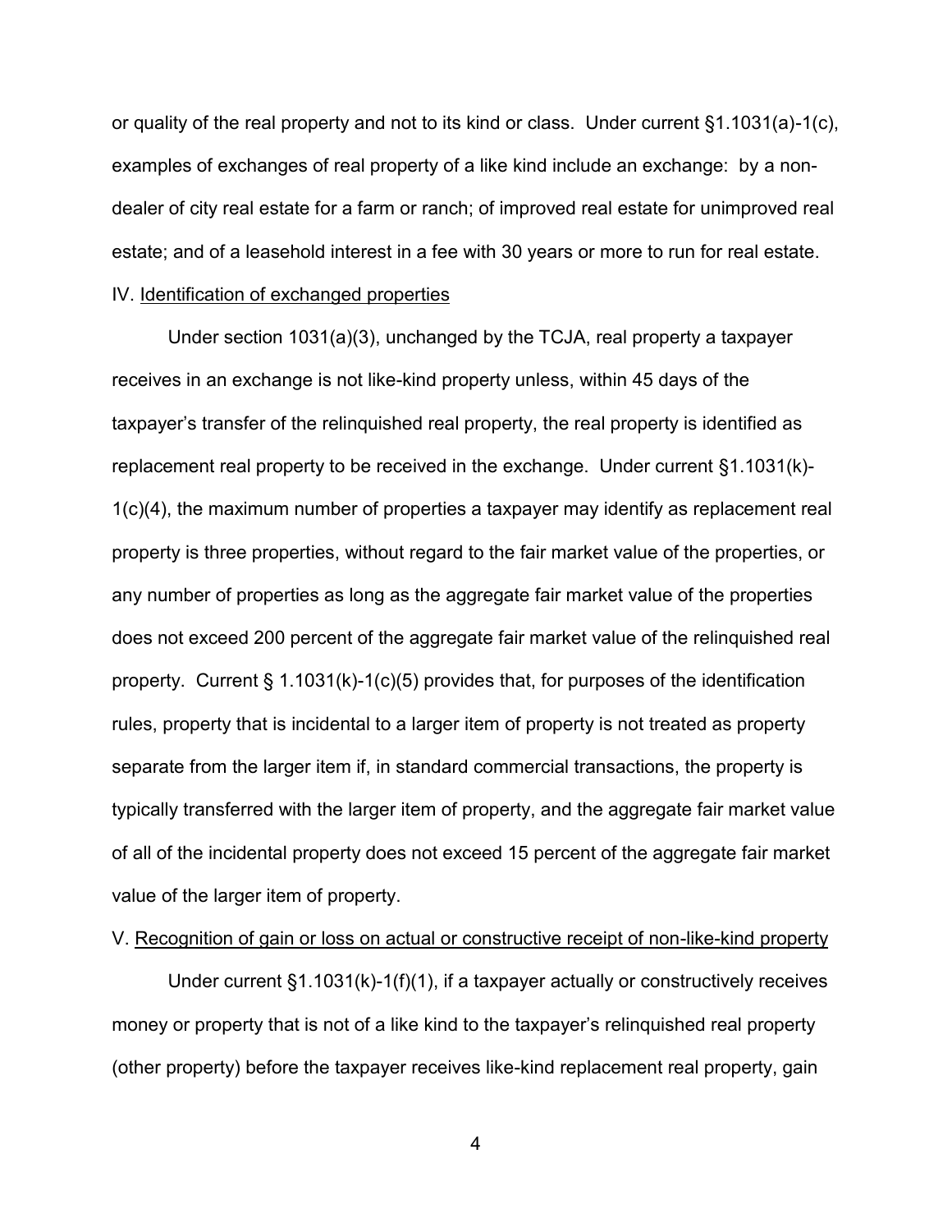or quality of the real property and not to its kind or class. Under current §1.1031(a)-1(c), examples of exchanges of real property of a like kind include an exchange: by a non-dealer of city real estate for a farm or ranch; of improved real estate for unimproved real estate; and of a leasehold interest in a fee with 30 years or more to run for real estate.

IV. Identification of exchanged properties

Under section 1031(a)(3), unchanged by the TCJA, real property a taxpayer receives in an exchange is not like-kind property unless, within 45 days of the taxpayer's transfer of the relinquished real property, the real property is identified as replacement real property to be received in the exchange. Under current §1.1031(k)-1(c)(4), the maximum number of properties a taxpayer may identify as replacement real property is three properties, without regard to the fair market value of the properties, or any number of properties as long as the aggregate fair market value of the properties does not exceed 200 percent of the aggregate fair market value of the relinquished real property. Current § 1.1031(k)-1(c)(5) provides that, for purposes of the identification rules, property that is incidental to a larger item of property is not treated as property separate from the larger item if, in standard commercial transactions, the property is typically transferred with the larger item of property, and the aggregate fair market value of all of the incidental property does not exceed 15 percent of the aggregate fair market value of the larger item of property.

V. Recognition of gain or loss on actual or constructive receipt of non-like-kind property

Under current §1.1031(k)-1(f)(1), if a taxpayer actually or constructively receives money or property that is not of a like kind to the taxpayer's relinquished real property (other property) before the taxpayer receives like-kind replacement real property, gain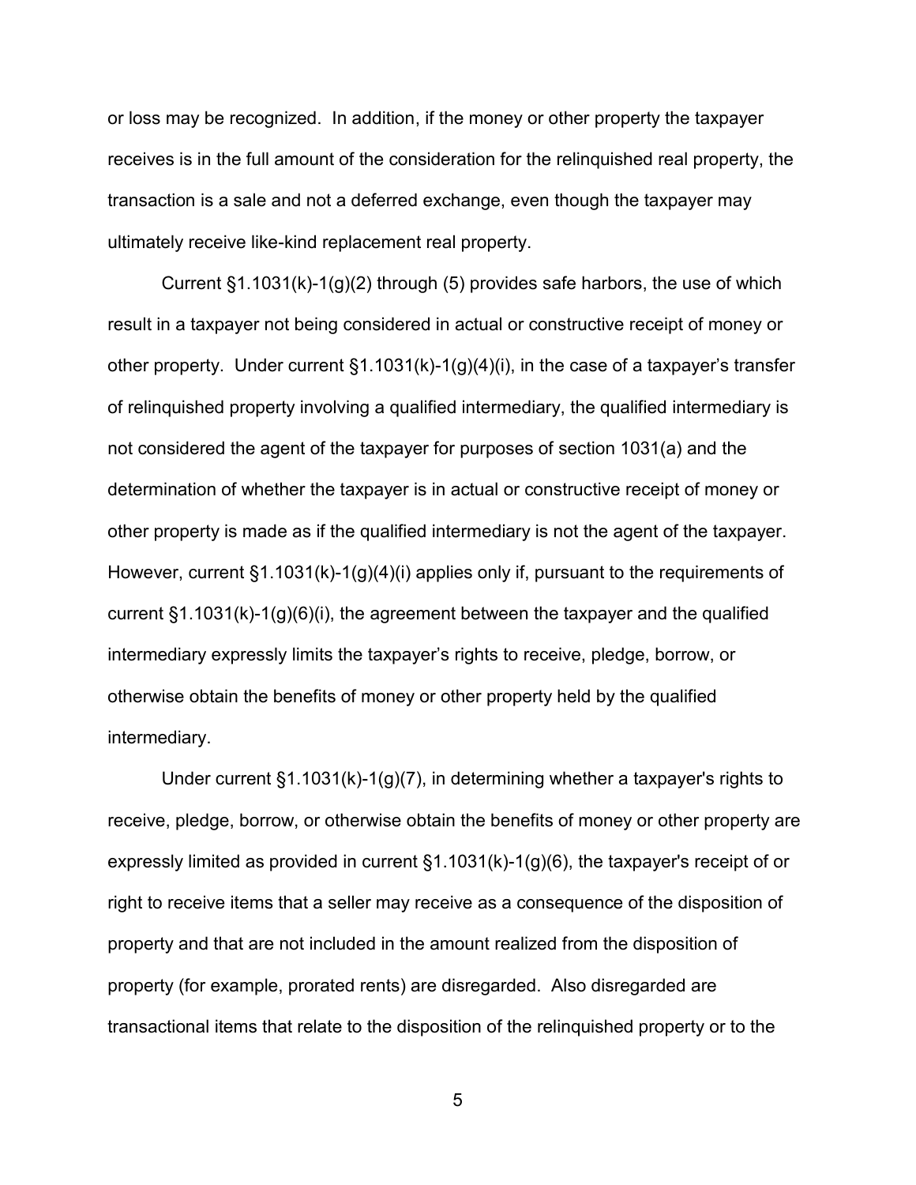or loss may be recognized. In addition, if the money or other property the taxpayer receives is in the full amount of the consideration for the relinquished real property, the transaction is a sale and not a deferred exchange, even though the taxpayer may ultimately receive like-kind replacement real property.

Current §1.1031(k)-1(g)(2) through (5) provides safe harbors, the use of which result in a taxpayer not being considered in actual or constructive receipt of money or other property. Under current §1.1031(k)-1(g)(4)(i), in the case of a taxpayer's transfer of relinquished property involving a qualified intermediary, the qualified intermediary is not considered the agent of the taxpayer for purposes of section 1031(a) and the determination of whether the taxpayer is in actual or constructive receipt of money or other property is made as if the qualified intermediary is not the agent of the taxpayer. However, current §1.1031(k)-1(g)(4)(i) applies only if, pursuant to the requirements of current §1.1031(k)-1(g)(6)(i), the agreement between the taxpayer and the qualified intermediary expressly limits the taxpayer's rights to receive, pledge, borrow, or otherwise obtain the benefits of money or other property held by the qualified intermediary.

Under current §1.1031(k)-1(g)(7), in determining whether a taxpayer's rights to receive, pledge, borrow, or otherwise obtain the benefits of money or other property are expressly limited as provided in current §1.1031(k)-1(g)(6), the taxpayer's receipt of or right to receive items that a seller may receive as a consequence of the disposition of property and that are not included in the amount realized from the disposition of property (for example, prorated rents) are disregarded. Also disregarded are transactional items that relate to the disposition of the relinquished property or to the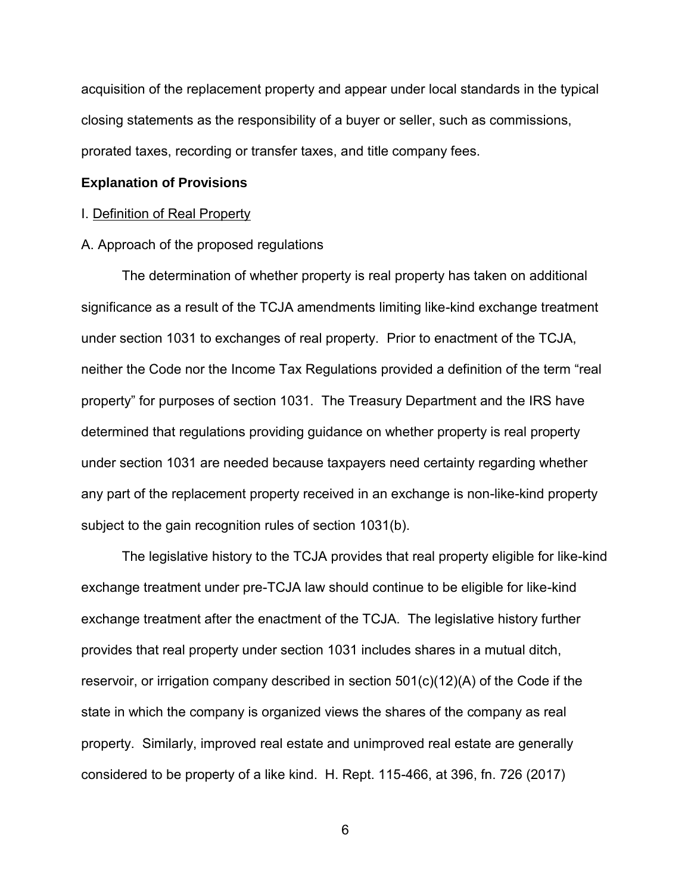acquisition of the replacement property and appear under local standards in the typical closing statements as the responsibility of a buyer or seller, such as commissions, prorated taxes, recording or transfer taxes, and title company fees.

**Explanation of Provisions**

I. Definition of Real Property

A. Approach of the proposed regulations

The determination of whether property is real property has taken on additional significance as a result of the TCJA amendments limiting like-kind exchange treatment under section 1031 to exchanges of real property. Prior to enactment of the TCJA, neither the Code nor the Income Tax Regulations provided a definition of the term "real property" for purposes of section 1031. The Treasury Department and the IRS have determined that regulations providing guidance on whether property is real property under section 1031 are needed because taxpayers need certainty regarding whether any part of the replacement property received in an exchange is non-like-kind property subject to the gain recognition rules of section 1031(b).

The legislative history to the TCJA provides that real property eligible for like-kind exchange treatment under pre-TCJA law should continue to be eligible for like-kind exchange treatment after the enactment of the TCJA. The legislative history further provides that real property under section 1031 includes shares in a mutual ditch, reservoir, or irrigation company described in section 501(c)(12)(A) of the Code if the state in which the company is organized views the shares of the company as real property. Similarly, improved real estate and unimproved real estate are generally considered to be property of a like kind. H. Rept. 115-466, at 396, fn. 726 (2017)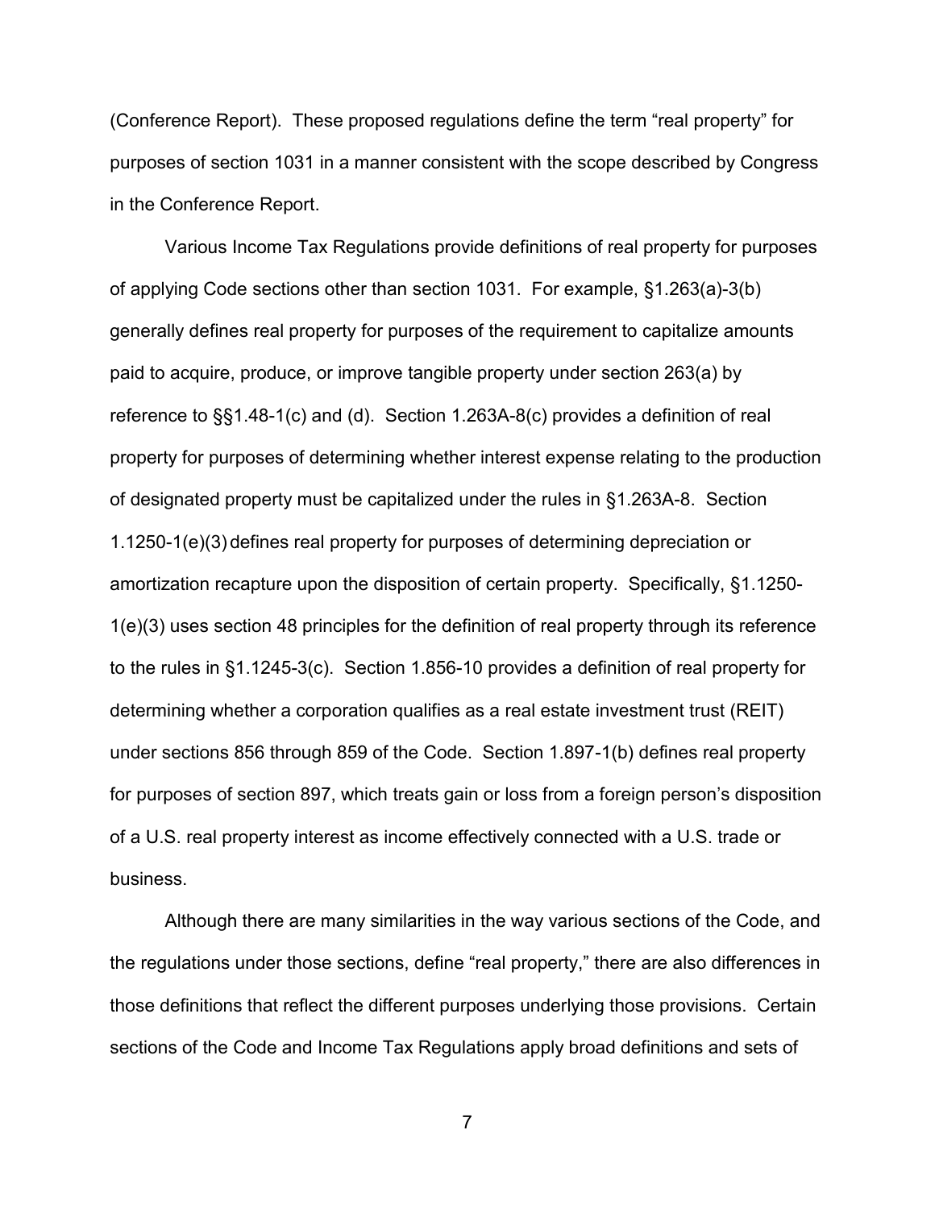(Conference Report). These proposed regulations define the term "real property" for purposes of section 1031 in a manner consistent with the scope described by Congress in the Conference Report.

Various Income Tax Regulations provide definitions of real property for purposes of applying Code sections other than section 1031. For example, §1.263(a)-3(b) generally defines real property for purposes of the requirement to capitalize amounts paid to acquire, produce, or improve tangible property under section 263(a) by reference to §§1.48-1(c) and (d). Section 1.263A-8(c) provides a definition of real property for purposes of determining whether interest expense relating to the production of designated property must be capitalized under the rules in §1.263A-8. Section 1.1250-1(e)(3) defines real property for purposes of determining depreciation or amortization recapture upon the disposition of certain property. Specifically, §1.1250-1(e)(3) uses section 48 principles for the definition of real property through its reference to the rules in §1.1245-3(c). Section 1.856-10 provides a definition of real property for determining whether a corporation qualifies as a real estate investment trust (REIT) under sections 856 through 859 of the Code. Section 1.897-1(b) defines real property for purposes of section 897, which treats gain or loss from a foreign person's disposition of a U.S. real property interest as income effectively connected with a U.S. trade or business.

Although there are many similarities in the way various sections of the Code, and the regulations under those sections, define "real property," there are also differences in those definitions that reflect the different purposes underlying those provisions. Certain sections of the Code and Income Tax Regulations apply broad definitions and sets of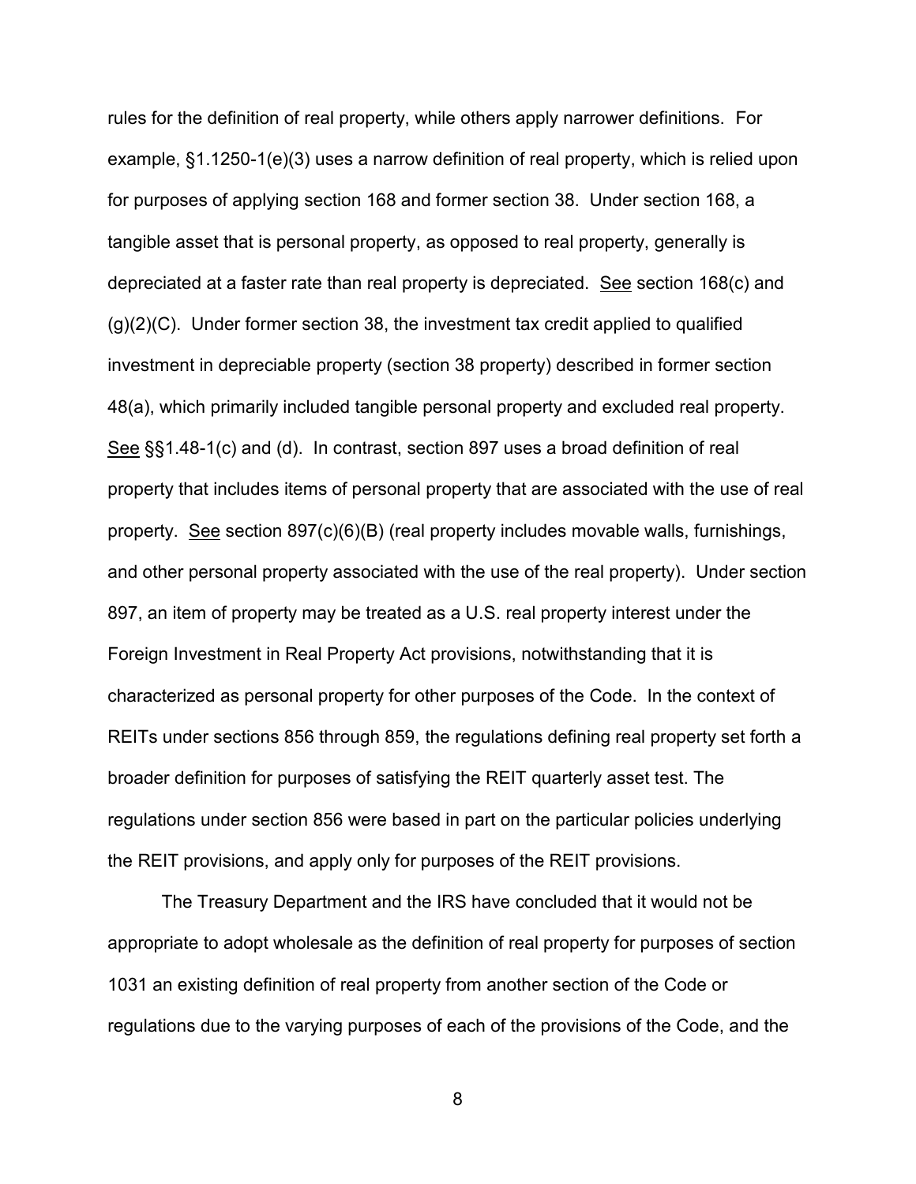rules for the definition of real property, while others apply narrower definitions. For example, §1.1250-1(e)(3) uses a narrow definition of real property, which is relied upon for purposes of applying section 168 and former section 38. Under section 168, a tangible asset that is personal property, as opposed to real property, generally is depreciated at a faster rate than real property is depreciated. See section 168(c) and (g)(2)(C). Under former section 38, the investment tax credit applied to qualified investment in depreciable property (section 38 property) described in former section 48(a), which primarily included tangible personal property and excluded real property. See §§1.48-1(c) and (d). In contrast, section 897 uses a broad definition of real property that includes items of personal property that are associated with the use of real property. See section 897(c)(6)(B) (real property includes movable walls, furnishings, and other personal property associated with the use of the real property). Under section 897, an item of property may be treated as a U.S. real property interest under the Foreign Investment in Real Property Act provisions, notwithstanding that it is characterized as personal property for other purposes of the Code. In the context of REITs under sections 856 through 859, the regulations defining real property set forth a broader definition for purposes of satisfying the REIT quarterly asset test. The regulations under section 856 were based in part on the particular policies underlying the REIT provisions, and apply only for purposes of the REIT provisions.

The Treasury Department and the IRS have concluded that it would not be appropriate to adopt wholesale as the definition of real property for purposes of section 1031 an existing definition of real property from another section of the Code or regulations due to the varying purposes of each of the provisions of the Code, and the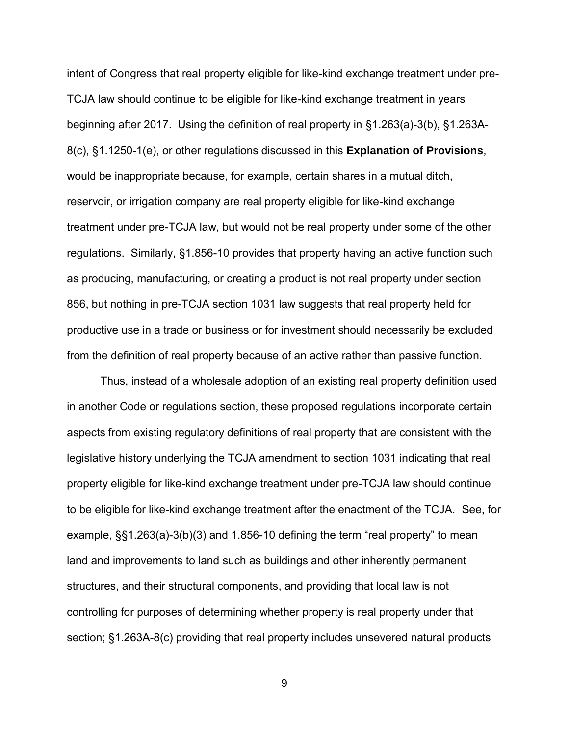intent of Congress that real property eligible for like-kind exchange treatment under pre-TCJA law should continue to be eligible for like-kind exchange treatment in years beginning after 2017. Using the definition of real property in §1.263(a)-3(b), §1.263A-8(c), §1.1250-1(e), or other regulations discussed in this **Explanation of Provisions**, would be inappropriate because, for example, certain shares in a mutual ditch, reservoir, or irrigation company are real property eligible for like-kind exchange treatment under pre-TCJA law, but would not be real property under some of the other regulations. Similarly, §1.856-10 provides that property having an active function such as producing, manufacturing, or creating a product is not real property under section 856, but nothing in pre-TCJA section 1031 law suggests that real property held for productive use in a trade or business or for investment should necessarily be excluded from the definition of real property because of an active rather than passive function.

Thus, instead of a wholesale adoption of an existing real property definition used in another Code or regulations section, these proposed regulations incorporate certain aspects from existing regulatory definitions of real property that are consistent with the legislative history underlying the TCJA amendment to section 1031 indicating that real property eligible for like-kind exchange treatment under pre-TCJA law should continue to be eligible for like-kind exchange treatment after the enactment of the TCJA. See, for example, §§1.263(a)-3(b)(3) and 1.856-10 defining the term "real property" to mean land and improvements to land such as buildings and other inherently permanent structures, and their structural components, and providing that local law is not controlling for purposes of determining whether property is real property under that section; §1.263A-8(c) providing that real property includes unsevered natural products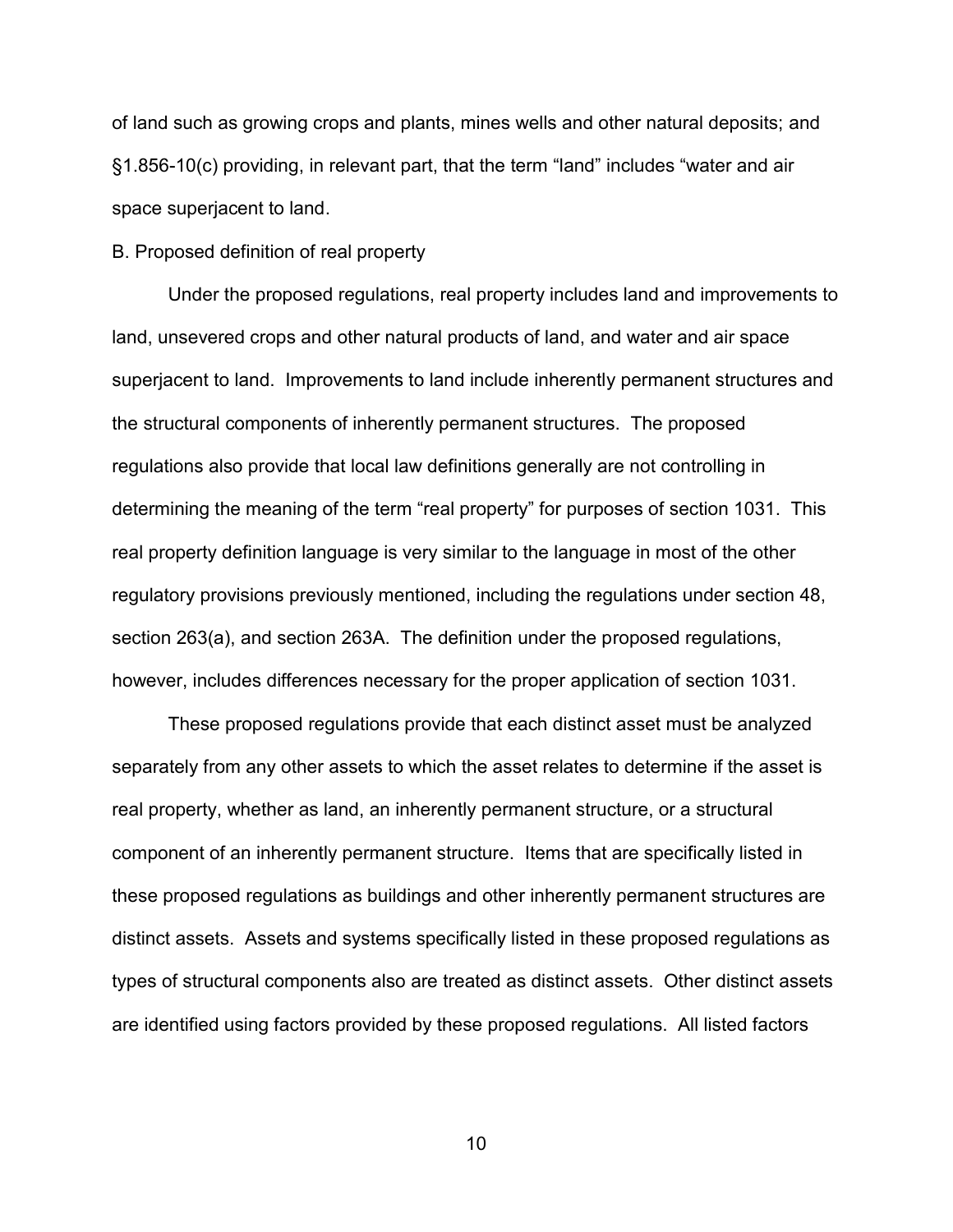of land such as growing crops and plants, mines wells and other natural deposits; and §1.856-10(c) providing, in relevant part, that the term "land" includes "water and air space superjacent to land.

B. Proposed definition of real property

Under the proposed regulations, real property includes land and improvements to land, unsevered crops and other natural products of land, and water and air space superjacent to land. Improvements to land include inherently permanent structures and the structural components of inherently permanent structures. The proposed regulations also provide that local law definitions generally are not controlling in determining the meaning of the term "real property" for purposes of section 1031. This real property definition language is very similar to the language in most of the other regulatory provisions previously mentioned, including the regulations under section 48, section 263(a), and section 263A. The definition under the proposed regulations, however, includes differences necessary for the proper application of section 1031.

These proposed regulations provide that each distinct asset must be analyzed separately from any other assets to which the asset relates to determine if the asset is real property, whether as land, an inherently permanent structure, or a structural component of an inherently permanent structure. Items that are specifically listed in these proposed regulations as buildings and other inherently permanent structures are distinct assets. Assets and systems specifically listed in these proposed regulations as types of structural components also are treated as distinct assets. Other distinct assets are identified using factors provided by these proposed regulations. All listed factors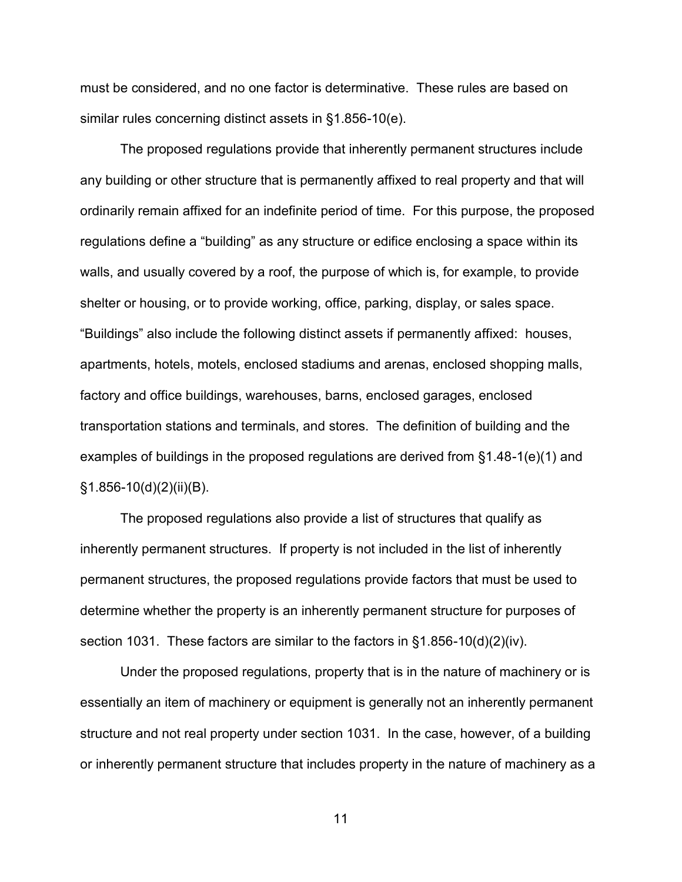must be considered, and no one factor is determinative. These rules are based on similar rules concerning distinct assets in §1.856-10(e).

The proposed regulations provide that inherently permanent structures include any building or other structure that is permanently affixed to real property and that will ordinarily remain affixed for an indefinite period of time. For this purpose, the proposed regulations define a "building" as any structure or edifice enclosing a space within its walls, and usually covered by a roof, the purpose of which is, for example, to provide shelter or housing, or to provide working, office, parking, display, or sales space. "Buildings" also include the following distinct assets if permanently affixed: houses, apartments, hotels, motels, enclosed stadiums and arenas, enclosed shopping malls, factory and office buildings, warehouses, barns, enclosed garages, enclosed transportation stations and terminals, and stores. The definition of building and the examples of buildings in the proposed regulations are derived from §1.48-1(e)(1) and §1.856-10(d)(2)(ii)(B).

The proposed regulations also provide a list of structures that qualify as inherently permanent structures. If property is not included in the list of inherently permanent structures, the proposed regulations provide factors that must be used to determine whether the property is an inherently permanent structure for purposes of section 1031. These factors are similar to the factors in §1.856-10(d)(2)(iv).

Under the proposed regulations, property that is in the nature of machinery or is essentially an item of machinery or equipment is generally not an inherently permanent structure and not real property under section 1031. In the case, however, of a building or inherently permanent structure that includes property in the nature of machinery as a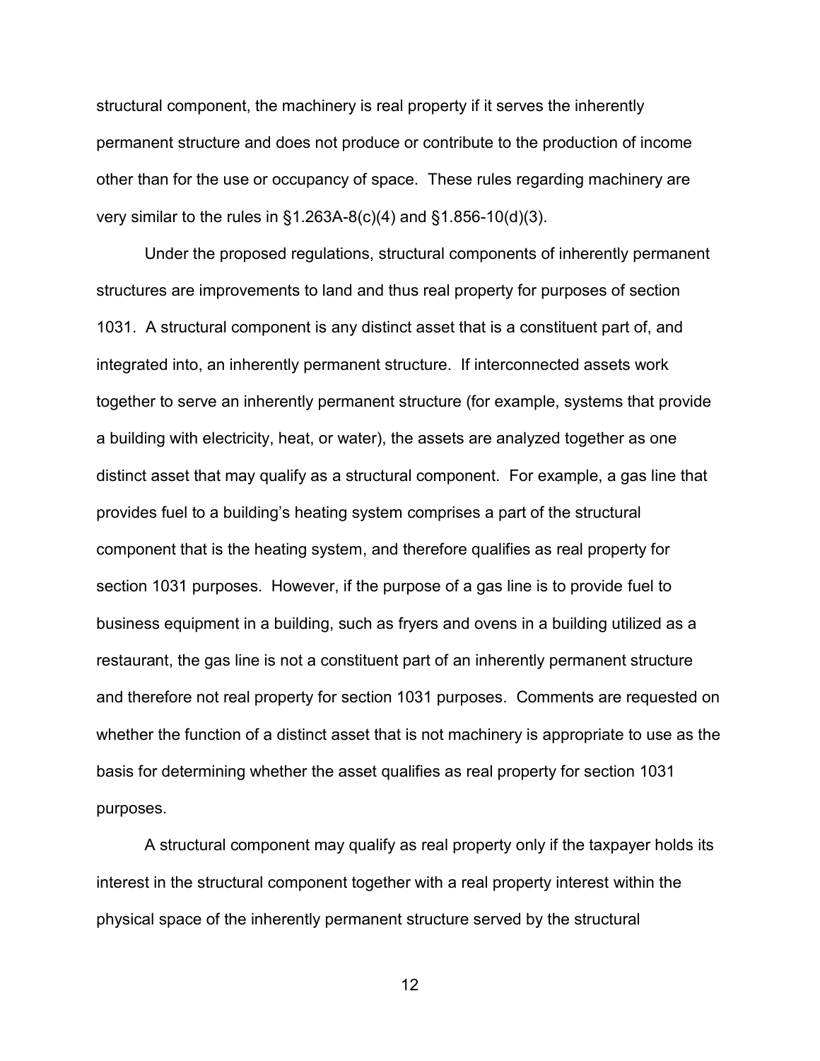structural component, the machinery is real property if it serves the inherently permanent structure and does not produce or contribute to the production of income other than for the use or occupancy of space. These rules regarding machinery are very similar to the rules in §1.263A-8(c)(4) and §1.856-10(d)(3).

Under the proposed regulations, structural components of inherently permanent structures are improvements to land and thus real property for purposes of section 1031. A structural component is any distinct asset that is a constituent part of, and integrated into, an inherently permanent structure. If interconnected assets work together to serve an inherently permanent structure (for example, systems that provide a building with electricity, heat, or water), the assets are analyzed together as one distinct asset that may qualify as a structural component. For example, a gas line that provides fuel to a building's heating system comprises a part of the structural component that is the heating system, and therefore qualifies as real property for section 1031 purposes. However, if the purpose of a gas line is to provide fuel to business equipment in a building, such as fryers and ovens in a building utilized as a restaurant, the gas line is not a constituent part of an inherently permanent structure and therefore not real property for section 1031 purposes. Comments are requested on whether the function of a distinct asset that is not machinery is appropriate to use as the basis for determining whether the asset qualifies as real property for section 1031 purposes.

A structural component may qualify as real property only if the taxpayer holds its interest in the structural component together with a real property interest within the physical space of the inherently permanent structure served by the structural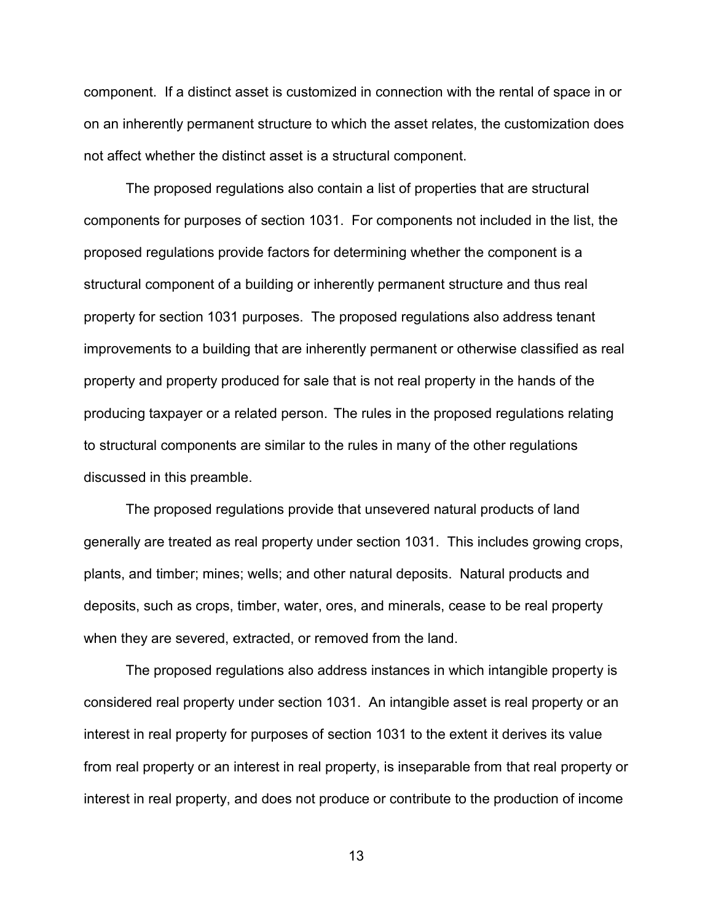component. If a distinct asset is customized in connection with the rental of space in or on an inherently permanent structure to which the asset relates, the customization does not affect whether the distinct asset is a structural component.

The proposed regulations also contain a list of properties that are structural components for purposes of section 1031. For components not included in the list, the proposed regulations provide factors for determining whether the component is a structural component of a building or inherently permanent structure and thus real property for section 1031 purposes. The proposed regulations also address tenant improvements to a building that are inherently permanent or otherwise classified as real property and property produced for sale that is not real property in the hands of the producing taxpayer or a related person. The rules in the proposed regulations relating to structural components are similar to the rules in many of the other regulations discussed in this preamble.

The proposed regulations provide that unsevered natural products of land generally are treated as real property under section 1031. This includes growing crops, plants, and timber; mines; wells; and other natural deposits. Natural products and deposits, such as crops, timber, water, ores, and minerals, cease to be real property when they are severed, extracted, or removed from the land.

The proposed regulations also address instances in which intangible property is considered real property under section 1031. An intangible asset is real property or an interest in real property for purposes of section 1031 to the extent it derives its value from real property or an interest in real property, is inseparable from that real property or interest in real property, and does not produce or contribute to the production of income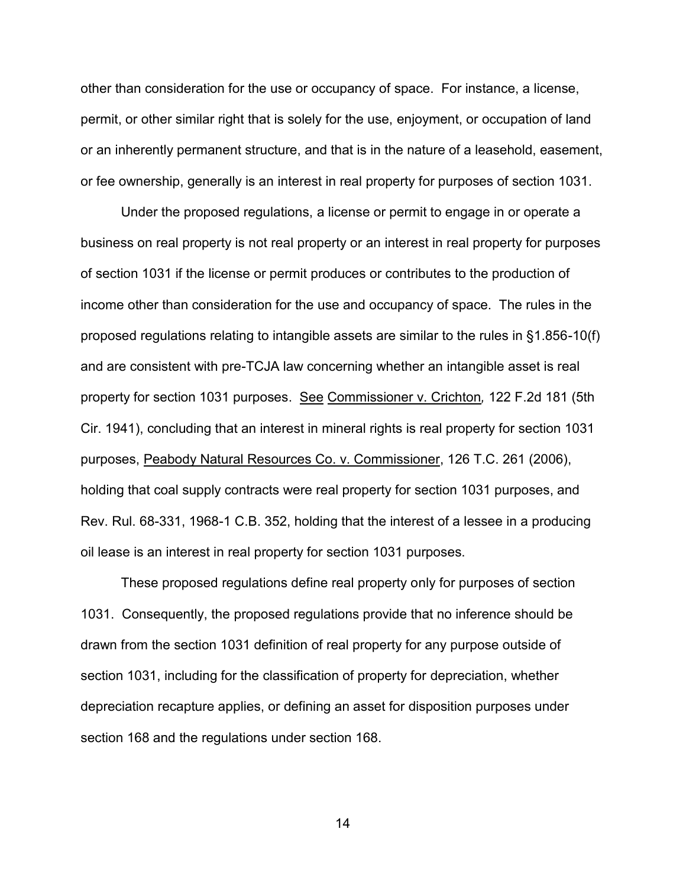other than consideration for the use or occupancy of space. For instance, a license, permit, or other similar right that is solely for the use, enjoyment, or occupation of land or an inherently permanent structure, and that is in the nature of a leasehold, easement, or fee ownership, generally is an interest in real property for purposes of section 1031.

Under the proposed regulations, a license or permit to engage in or operate a business on real property is not real property or an interest in real property for purposes of section 1031 if the license or permit produces or contributes to the production of income other than consideration for the use and occupancy of space. The rules in the proposed regulations relating to intangible assets are similar to the rules in §1.856-10(f) and are consistent with pre-TCJA law concerning whether an intangible asset is real property for section 1031 purposes. See Commissioner v. Crichton*,* 122 F.2d 181 (5th Cir. 1941), concluding that an interest in mineral rights is real property for section 1031 purposes, Peabody Natural Resources Co. v. Commissioner, 126 T.C. 261 (2006), holding that coal supply contracts were real property for section 1031 purposes, and Rev. Rul. 68-331, 1968-1 C.B. 352, holding that the interest of a lessee in a producing oil lease is an interest in real property for section 1031 purposes.

These proposed regulations define real property only for purposes of section 1031. Consequently, the proposed regulations provide that no inference should be drawn from the section 1031 definition of real property for any purpose outside of section 1031, including for the classification of property for depreciation, whether depreciation recapture applies, or defining an asset for disposition purposes under section 168 and the regulations under section 168.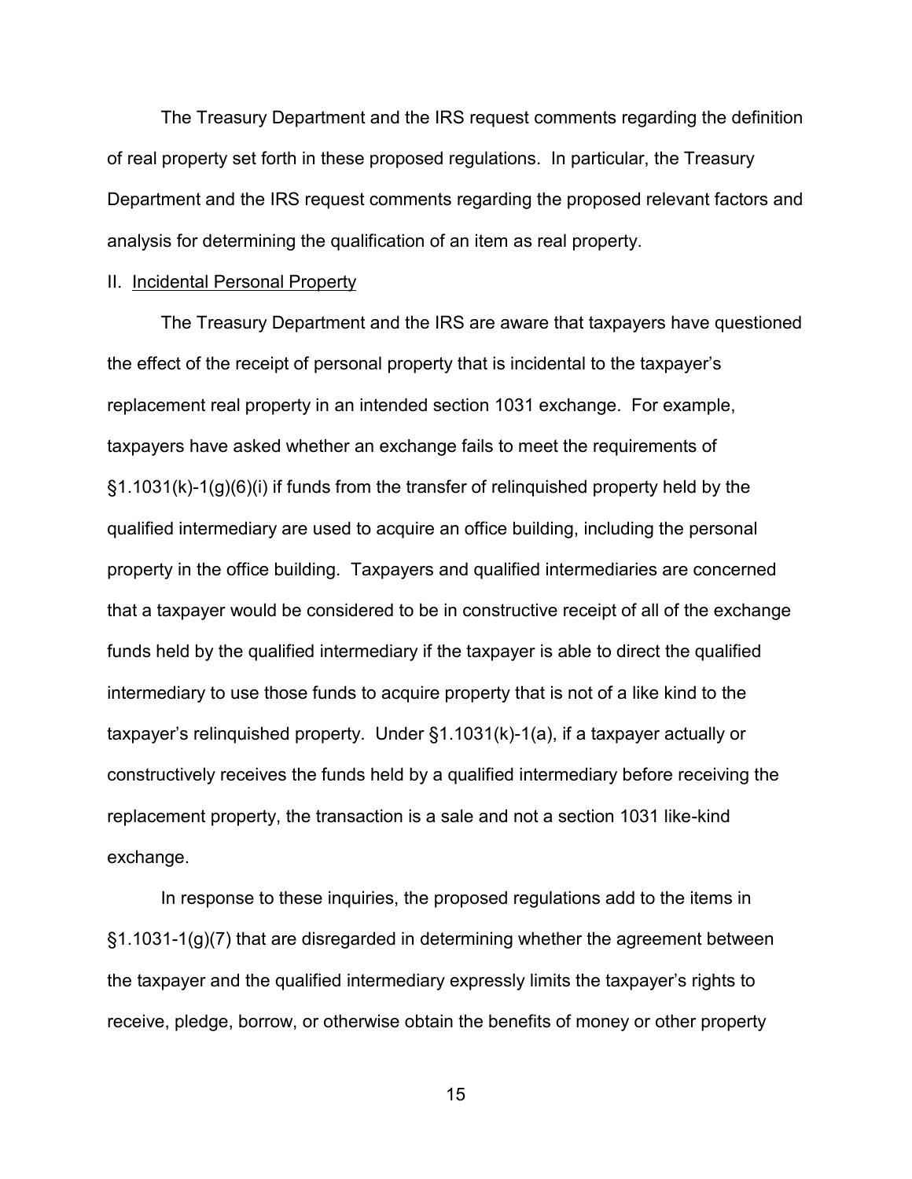The Treasury Department and the IRS request comments regarding the definition of real property set forth in these proposed regulations. In particular, the Treasury Department and the IRS request comments regarding the proposed relevant factors and analysis for determining the qualification of an item as real property.

## II. Incidental Personal Property

The Treasury Department and the IRS are aware that taxpayers have questioned the effect of the receipt of personal property that is incidental to the taxpayer's replacement real property in an intended section 1031 exchange. For example, taxpayers have asked whether an exchange fails to meet the requirements of §1.1031(k)-1(g)(6)(i) if funds from the transfer of relinquished property held by the qualified intermediary are used to acquire an office building, including the personal property in the office building. Taxpayers and qualified intermediaries are concerned that a taxpayer would be considered to be in constructive receipt of all of the exchange funds held by the qualified intermediary if the taxpayer is able to direct the qualified intermediary to use those funds to acquire property that is not of a like kind to the taxpayer's relinquished property. Under §1.1031(k)-1(a), if a taxpayer actually or constructively receives the funds held by a qualified intermediary before receiving the replacement property, the transaction is a sale and not a section 1031 like-kind exchange.

In response to these inquiries, the proposed regulations add to the items in §1.1031-1(g)(7) that are disregarded in determining whether the agreement between the taxpayer and the qualified intermediary expressly limits the taxpayer's rights to receive, pledge, borrow, or otherwise obtain the benefits of money or other property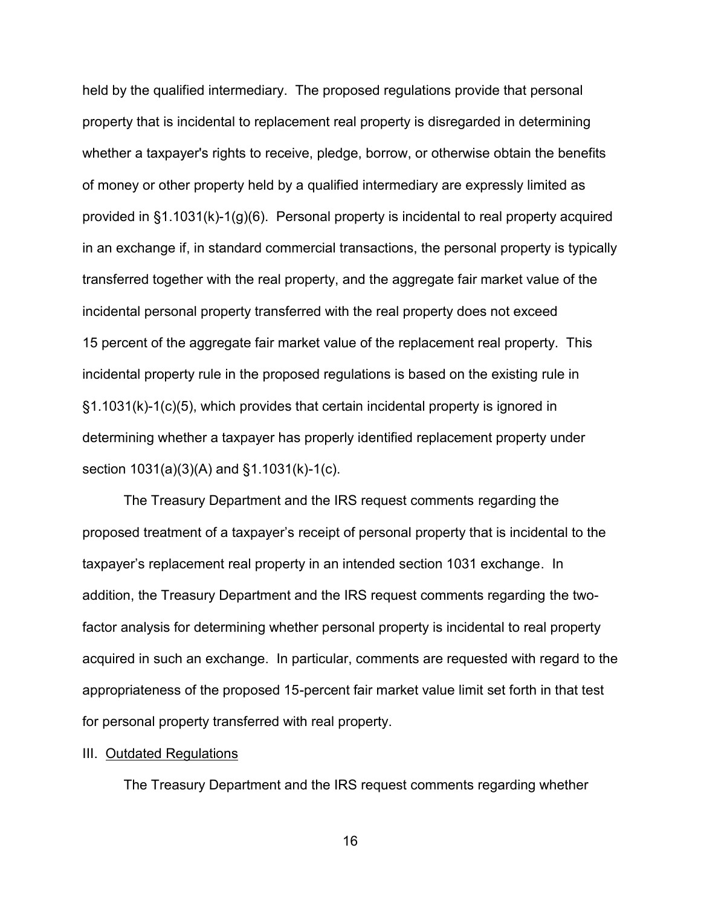held by the qualified intermediary. The proposed regulations provide that personal property that is incidental to replacement real property is disregarded in determining whether a taxpayer's rights to receive, pledge, borrow, or otherwise obtain the benefits of money or other property held by a qualified intermediary are expressly limited as provided in §1.1031(k)-1(g)(6). Personal property is incidental to real property acquired in an exchange if, in standard commercial transactions, the personal property is typically transferred together with the real property, and the aggregate fair market value of the incidental personal property transferred with the real property does not exceed 15 percent of the aggregate fair market value of the replacement real property. This incidental property rule in the proposed regulations is based on the existing rule in §1.1031(k)-1(c)(5), which provides that certain incidental property is ignored in determining whether a taxpayer has properly identified replacement property under section 1031(a)(3)(A) and §1.1031(k)-1(c).

The Treasury Department and the IRS request comments regarding the proposed treatment of a taxpayer's receipt of personal property that is incidental to the taxpayer's replacement real property in an intended section 1031 exchange. In addition, the Treasury Department and the IRS request comments regarding the two-factor analysis for determining whether personal property is incidental to real property acquired in such an exchange. In particular, comments are requested with regard to the appropriateness of the proposed 15-percent fair market value limit set forth in that test for personal property transferred with real property.

III. Outdated Regulations

The Treasury Department and the IRS request comments regarding whether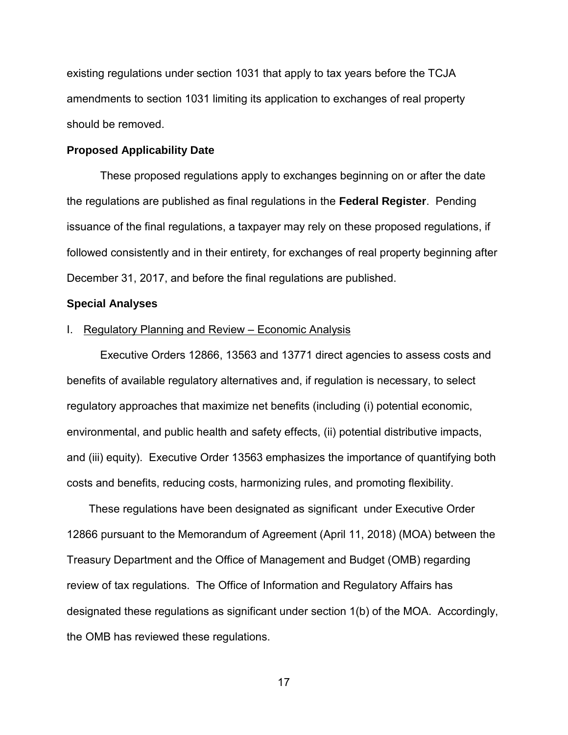existing regulations under section 1031 that apply to tax years before the TCJA amendments to section 1031 limiting its application to exchanges of real property should be removed.

**Proposed Applicability Date**

These proposed regulations apply to exchanges beginning on or after the date the regulations are published as final regulations in the **Federal Register**. Pending issuance of the final regulations, a taxpayer may rely on these proposed regulations, if followed consistently and in their entirety, for exchanges of real property beginning after December 31, 2017, and before the final regulations are published.

**Special Analyses**

I. Regulatory Planning and Review – Economic Analysis

Executive Orders 12866, 13563 and 13771 direct agencies to assess costs and benefits of available regulatory alternatives and, if regulation is necessary, to select regulatory approaches that maximize net benefits (including (i) potential economic, environmental, and public health and safety effects, (ii) potential distributive impacts, and (iii) equity). Executive Order 13563 emphasizes the importance of quantifying both costs and benefits, reducing costs, harmonizing rules, and promoting flexibility.

These regulations have been designated as significant under Executive Order 12866 pursuant to the Memorandum of Agreement (April 11, 2018) (MOA) between the Treasury Department and the Office of Management and Budget (OMB) regarding review of tax regulations. The Office of Information and Regulatory Affairs has designated these regulations as significant under section 1(b) of the MOA. Accordingly, the OMB has reviewed these regulations.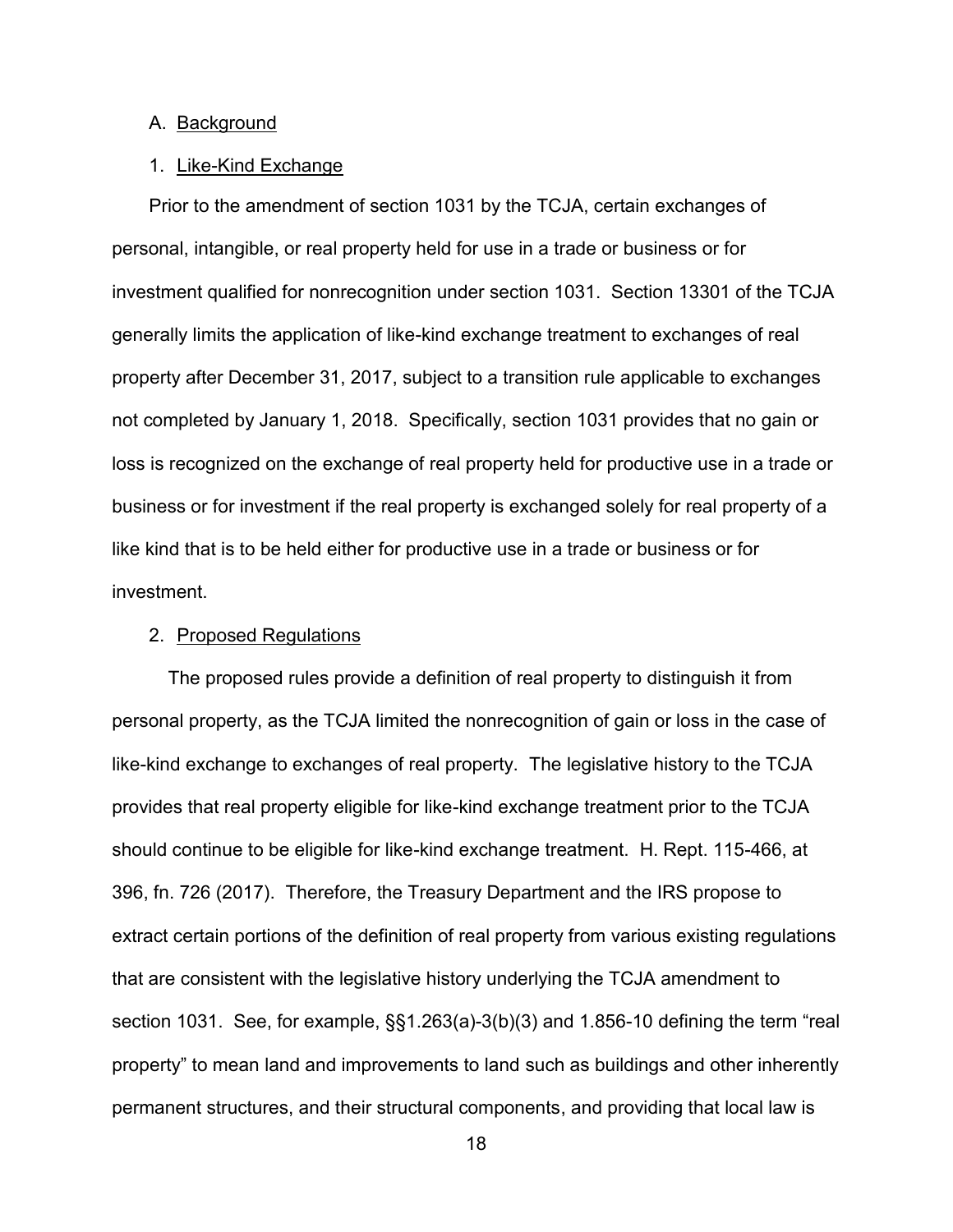A. Background

1. Like-Kind Exchange

Prior to the amendment of section 1031 by the TCJA, certain exchanges of personal, intangible, or real property held for use in a trade or business or for investment qualified for nonrecognition under section 1031. Section 13301 of the TCJA generally limits the application of like-kind exchange treatment to exchanges of real property after December 31, 2017, subject to a transition rule applicable to exchanges not completed by January 1, 2018. Specifically, section 1031 provides that no gain or loss is recognized on the exchange of real property held for productive use in a trade or business or for investment if the real property is exchanged solely for real property of a like kind that is to be held either for productive use in a trade or business or for investment.

2. Proposed Regulations

The proposed rules provide a definition of real property to distinguish it from personal property, as the TCJA limited the nonrecognition of gain or loss in the case of like-kind exchange to exchanges of real property. The legislative history to the TCJA provides that real property eligible for like-kind exchange treatment prior to the TCJA should continue to be eligible for like-kind exchange treatment. H. Rept. 115-466, at 396, fn. 726 (2017). Therefore, the Treasury Department and the IRS propose to extract certain portions of the definition of real property from various existing regulations that are consistent with the legislative history underlying the TCJA amendment to section 1031. See, for example, §§1.263(a)-3(b)(3) and 1.856-10 defining the term "real property" to mean land and improvements to land such as buildings and other inherently permanent structures, and their structural components, and providing that local law is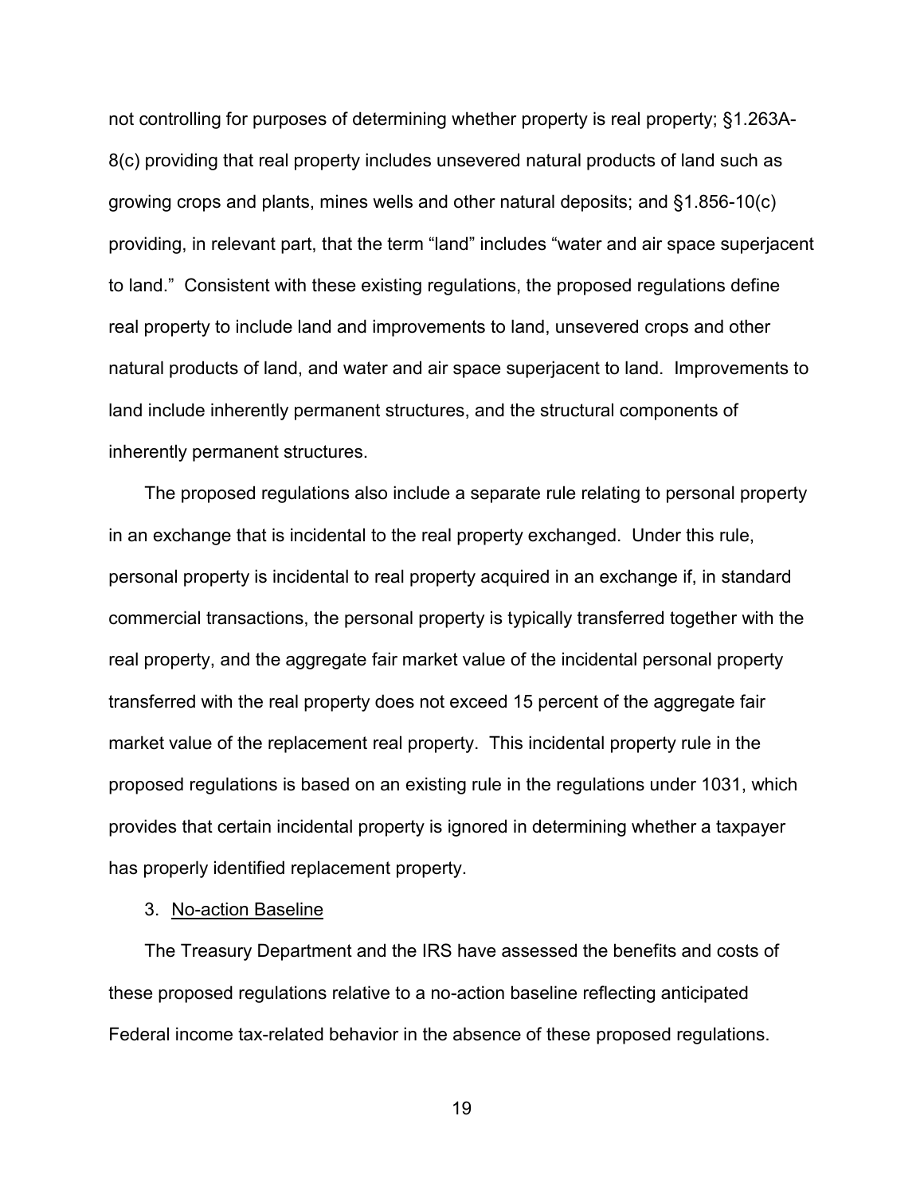not controlling for purposes of determining whether property is real property; §1.263A-8(c) providing that real property includes unsevered natural products of land such as growing crops and plants, mines wells and other natural deposits; and §1.856-10(c) providing, in relevant part, that the term "land" includes "water and air space superjacent to land." Consistent with these existing regulations, the proposed regulations define real property to include land and improvements to land, unsevered crops and other natural products of land, and water and air space superjacent to land. Improvements to land include inherently permanent structures, and the structural components of inherently permanent structures.

The proposed regulations also include a separate rule relating to personal property in an exchange that is incidental to the real property exchanged. Under this rule, personal property is incidental to real property acquired in an exchange if, in standard commercial transactions, the personal property is typically transferred together with the real property, and the aggregate fair market value of the incidental personal property transferred with the real property does not exceed 15 percent of the aggregate fair market value of the replacement real property. This incidental property rule in the proposed regulations is based on an existing rule in the regulations under 1031, which provides that certain incidental property is ignored in determining whether a taxpayer has properly identified replacement property.

3. No-action Baseline

The Treasury Department and the IRS have assessed the benefits and costs of these proposed regulations relative to a no-action baseline reflecting anticipated Federal income tax-related behavior in the absence of these proposed regulations.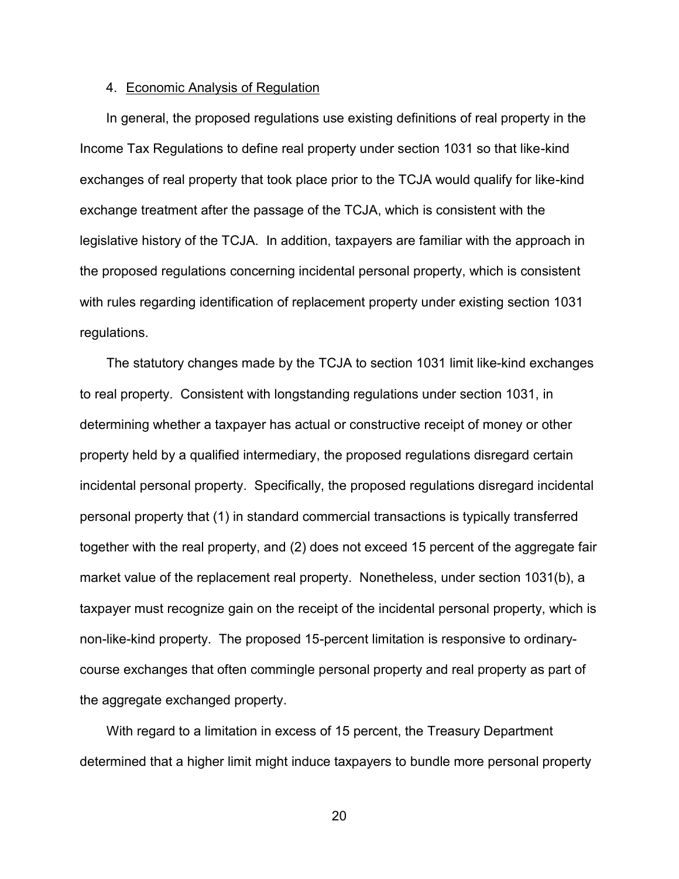### 4. Economic Analysis of Regulation

In general, the proposed regulations use existing definitions of real property in the Income Tax Regulations to define real property under section 1031 so that like-kind exchanges of real property that took place prior to the TCJA would qualify for like-kind exchange treatment after the passage of the TCJA, which is consistent with the legislative history of the TCJA. In addition, taxpayers are familiar with the approach in the proposed regulations concerning incidental personal property, which is consistent with rules regarding identification of replacement property under existing section 1031 regulations.

The statutory changes made by the TCJA to section 1031 limit like-kind exchanges to real property. Consistent with longstanding regulations under section 1031, in determining whether a taxpayer has actual or constructive receipt of money or other property held by a qualified intermediary, the proposed regulations disregard certain incidental personal property. Specifically, the proposed regulations disregard incidental personal property that (1) in standard commercial transactions is typically transferred together with the real property, and (2) does not exceed 15 percent of the aggregate fair market value of the replacement real property. Nonetheless, under section 1031(b), a taxpayer must recognize gain on the receipt of the incidental personal property, which is non-like-kind property. The proposed 15-percent limitation is responsive to ordinary-course exchanges that often commingle personal property and real property as part of the aggregate exchanged property.

With regard to a limitation in excess of 15 percent, the Treasury Department determined that a higher limit might induce taxpayers to bundle more personal property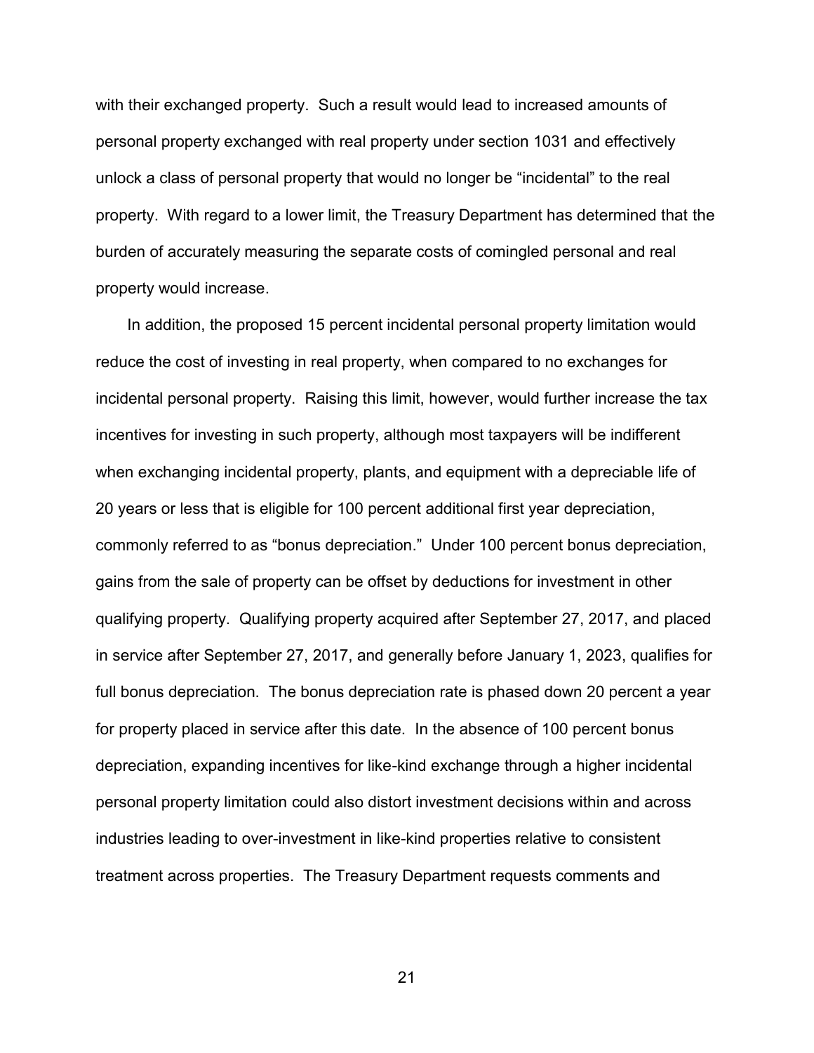with their exchanged property. Such a result would lead to increased amounts of personal property exchanged with real property under section 1031 and effectively unlock a class of personal property that would no longer be "incidental" to the real property. With regard to a lower limit, the Treasury Department has determined that the burden of accurately measuring the separate costs of comingled personal and real property would increase.

In addition, the proposed 15 percent incidental personal property limitation would reduce the cost of investing in real property, when compared to no exchanges for incidental personal property. Raising this limit, however, would further increase the tax incentives for investing in such property, although most taxpayers will be indifferent when exchanging incidental property, plants, and equipment with a depreciable life of 20 years or less that is eligible for 100 percent additional first year depreciation, commonly referred to as "bonus depreciation." Under 100 percent bonus depreciation, gains from the sale of property can be offset by deductions for investment in other qualifying property. Qualifying property acquired after September 27, 2017, and placed in service after September 27, 2017, and generally before January 1, 2023, qualifies for full bonus depreciation. The bonus depreciation rate is phased down 20 percent a year for property placed in service after this date. In the absence of 100 percent bonus depreciation, expanding incentives for like-kind exchange through a higher incidental personal property limitation could also distort investment decisions within and across industries leading to over-investment in like-kind properties relative to consistent treatment across properties. The Treasury Department requests comments and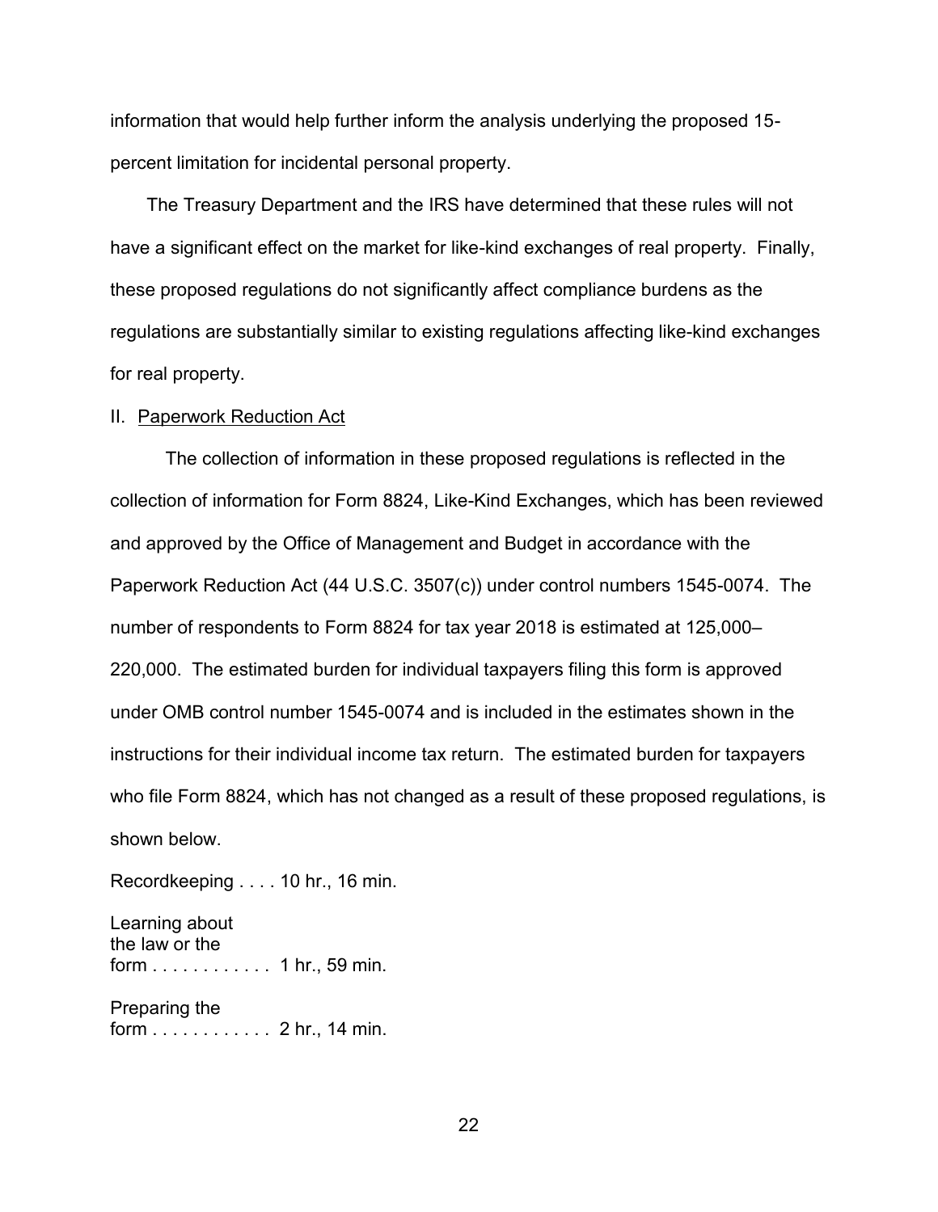information that would help further inform the analysis underlying the proposed 15-percent limitation for incidental personal property.

The Treasury Department and the IRS have determined that these rules will not have a significant effect on the market for like-kind exchanges of real property. Finally, these proposed regulations do not significantly affect compliance burdens as the regulations are substantially similar to existing regulations affecting like-kind exchanges for real property.

## II. Paperwork Reduction Act

The collection of information in these proposed regulations is reflected in the collection of information for Form 8824, Like-Kind Exchanges, which has been reviewed and approved by the Office of Management and Budget in accordance with the Paperwork Reduction Act (44 U.S.C. 3507(c)) under control numbers 1545-0074. The number of respondents to Form 8824 for tax year 2018 is estimated at 125,000–220,000. The estimated burden for individual taxpayers filing this form is approved under OMB control number 1545-0074 and is included in the estimates shown in the instructions for their individual income tax return. The estimated burden for taxpayers who file Form 8824, which has not changed as a result of these proposed regulations, is shown below.

Recordkeeping . . . . 10 hr., 16 min.

Learning about the law or the form . . . . . . . . . . . . 1 hr., 59 min.

Preparing the form . . . . . . . . . . . . 2 hr., 14 min.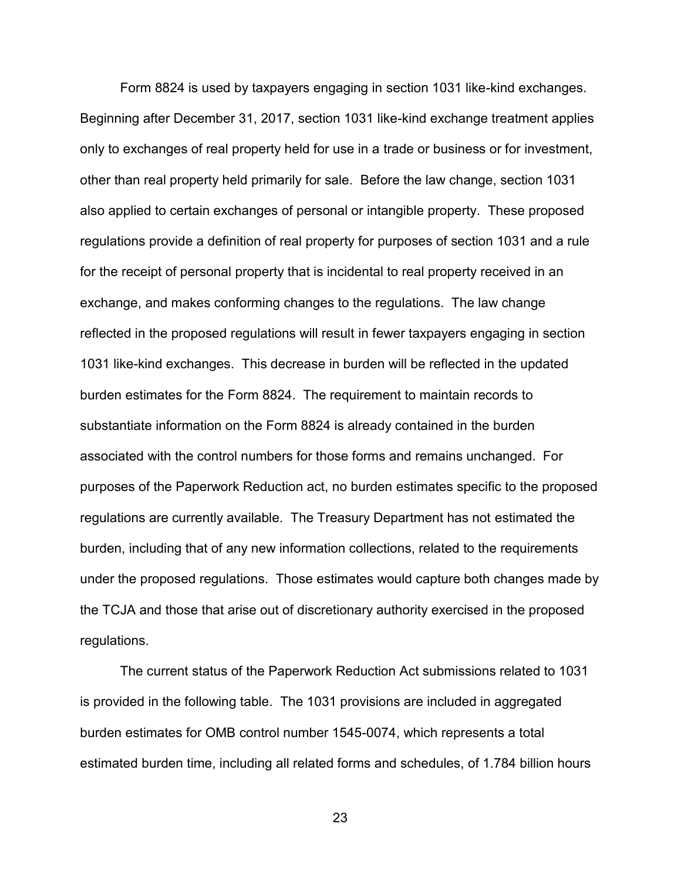Form 8824 is used by taxpayers engaging in section 1031 like-kind exchanges. Beginning after December 31, 2017, section 1031 like-kind exchange treatment applies only to exchanges of real property held for use in a trade or business or for investment, other than real property held primarily for sale. Before the law change, section 1031 also applied to certain exchanges of personal or intangible property. These proposed regulations provide a definition of real property for purposes of section 1031 and a rule for the receipt of personal property that is incidental to real property received in an exchange, and makes conforming changes to the regulations. The law change reflected in the proposed regulations will result in fewer taxpayers engaging in section 1031 like-kind exchanges. This decrease in burden will be reflected in the updated burden estimates for the Form 8824. The requirement to maintain records to substantiate information on the Form 8824 is already contained in the burden associated with the control numbers for those forms and remains unchanged. For purposes of the Paperwork Reduction act, no burden estimates specific to the proposed regulations are currently available. The Treasury Department has not estimated the burden, including that of any new information collections, related to the requirements under the proposed regulations. Those estimates would capture both changes made by the TCJA and those that arise out of discretionary authority exercised in the proposed regulations.

The current status of the Paperwork Reduction Act submissions related to 1031 is provided in the following table. The 1031 provisions are included in aggregated burden estimates for OMB control number 1545-0074, which represents a total estimated burden time, including all related forms and schedules, of 1.784 billion hours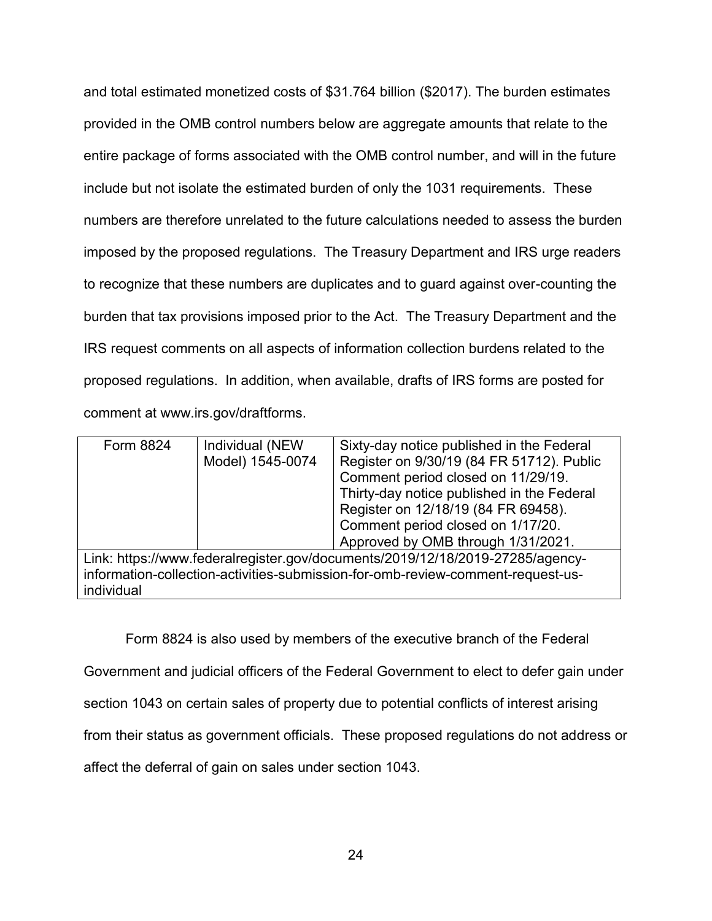and total estimated monetized costs of $31.764 billion ($2017). The burden estimates provided in the OMB control numbers below are aggregate amounts that relate to the entire package of forms associated with the OMB control number, and will in the future include but not isolate the estimated burden of only the 1031 requirements. These numbers are therefore unrelated to the future calculations needed to assess the burden imposed by the proposed regulations. The Treasury Department and IRS urge readers to recognize that these numbers are duplicates and to guard against over-counting the burden that tax provisions imposed prior to the Act. The Treasury Department and the IRS request comments on all aspects of information collection burdens related to the proposed regulations. In addition, when available, drafts of IRS forms are posted for comment at www.irs.gov/draftforms.

| Form 8824 | Individual (NEW Model) 1545-0074 | Sixty-day notice published in the Federal Register on 9/30/19 (84 FR 51712). Public Comment period closed on 11/29/19. Thirty-day notice published in the Federal Register on 12/18/19 (84 FR 69458). Comment period closed on 1/17/20. Approved by OMB through 1/31/2021. |
|---|---|---|
| Link: https://www.federalregister.gov/documents/2019/12/18/2019-27285/agency-information-collection-activities-submission-for-omb-review-comment-request-us-individual | | |

Form 8824 is also used by members of the executive branch of the Federal Government and judicial officers of the Federal Government to elect to defer gain under section 1043 on certain sales of property due to potential conflicts of interest arising from their status as government officials. These proposed regulations do not address or affect the deferral of gain on sales under section 1043.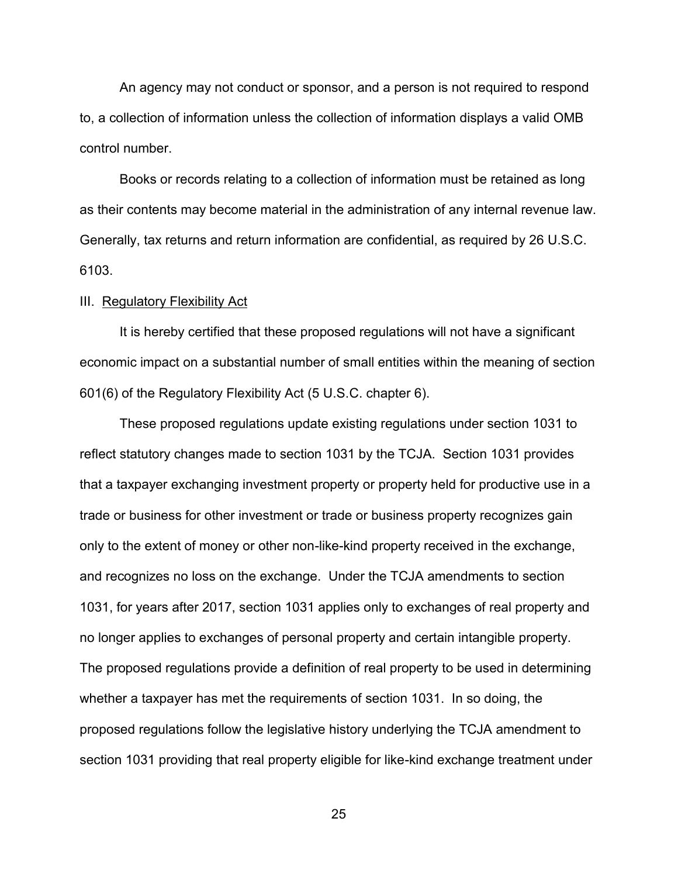An agency may not conduct or sponsor, and a person is not required to respond to, a collection of information unless the collection of information displays a valid OMB control number.

Books or records relating to a collection of information must be retained as long as their contents may become material in the administration of any internal revenue law. Generally, tax returns and return information are confidential, as required by 26 U.S.C. 6103.

III. Regulatory Flexibility Act

It is hereby certified that these proposed regulations will not have a significant economic impact on a substantial number of small entities within the meaning of section 601(6) of the Regulatory Flexibility Act (5 U.S.C. chapter 6).

These proposed regulations update existing regulations under section 1031 to reflect statutory changes made to section 1031 by the TCJA. Section 1031 provides that a taxpayer exchanging investment property or property held for productive use in a trade or business for other investment or trade or business property recognizes gain only to the extent of money or other non-like-kind property received in the exchange, and recognizes no loss on the exchange. Under the TCJA amendments to section 1031, for years after 2017, section 1031 applies only to exchanges of real property and no longer applies to exchanges of personal property and certain intangible property. The proposed regulations provide a definition of real property to be used in determining whether a taxpayer has met the requirements of section 1031. In so doing, the proposed regulations follow the legislative history underlying the TCJA amendment to section 1031 providing that real property eligible for like-kind exchange treatment under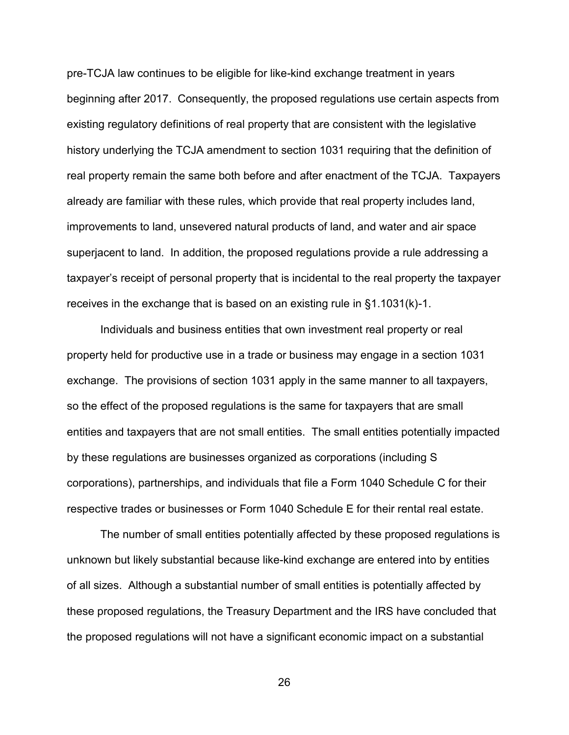pre-TCJA law continues to be eligible for like-kind exchange treatment in years beginning after 2017. Consequently, the proposed regulations use certain aspects from existing regulatory definitions of real property that are consistent with the legislative history underlying the TCJA amendment to section 1031 requiring that the definition of real property remain the same both before and after enactment of the TCJA. Taxpayers already are familiar with these rules, which provide that real property includes land, improvements to land, unsevered natural products of land, and water and air space superjacent to land. In addition, the proposed regulations provide a rule addressing a taxpayer's receipt of personal property that is incidental to the real property the taxpayer receives in the exchange that is based on an existing rule in §1.1031(k)-1.

Individuals and business entities that own investment real property or real property held for productive use in a trade or business may engage in a section 1031 exchange. The provisions of section 1031 apply in the same manner to all taxpayers, so the effect of the proposed regulations is the same for taxpayers that are small entities and taxpayers that are not small entities. The small entities potentially impacted by these regulations are businesses organized as corporations (including S corporations), partnerships, and individuals that file a Form 1040 Schedule C for their respective trades or businesses or Form 1040 Schedule E for their rental real estate.

The number of small entities potentially affected by these proposed regulations is unknown but likely substantial because like-kind exchange are entered into by entities of all sizes. Although a substantial number of small entities is potentially affected by these proposed regulations, the Treasury Department and the IRS have concluded that the proposed regulations will not have a significant economic impact on a substantial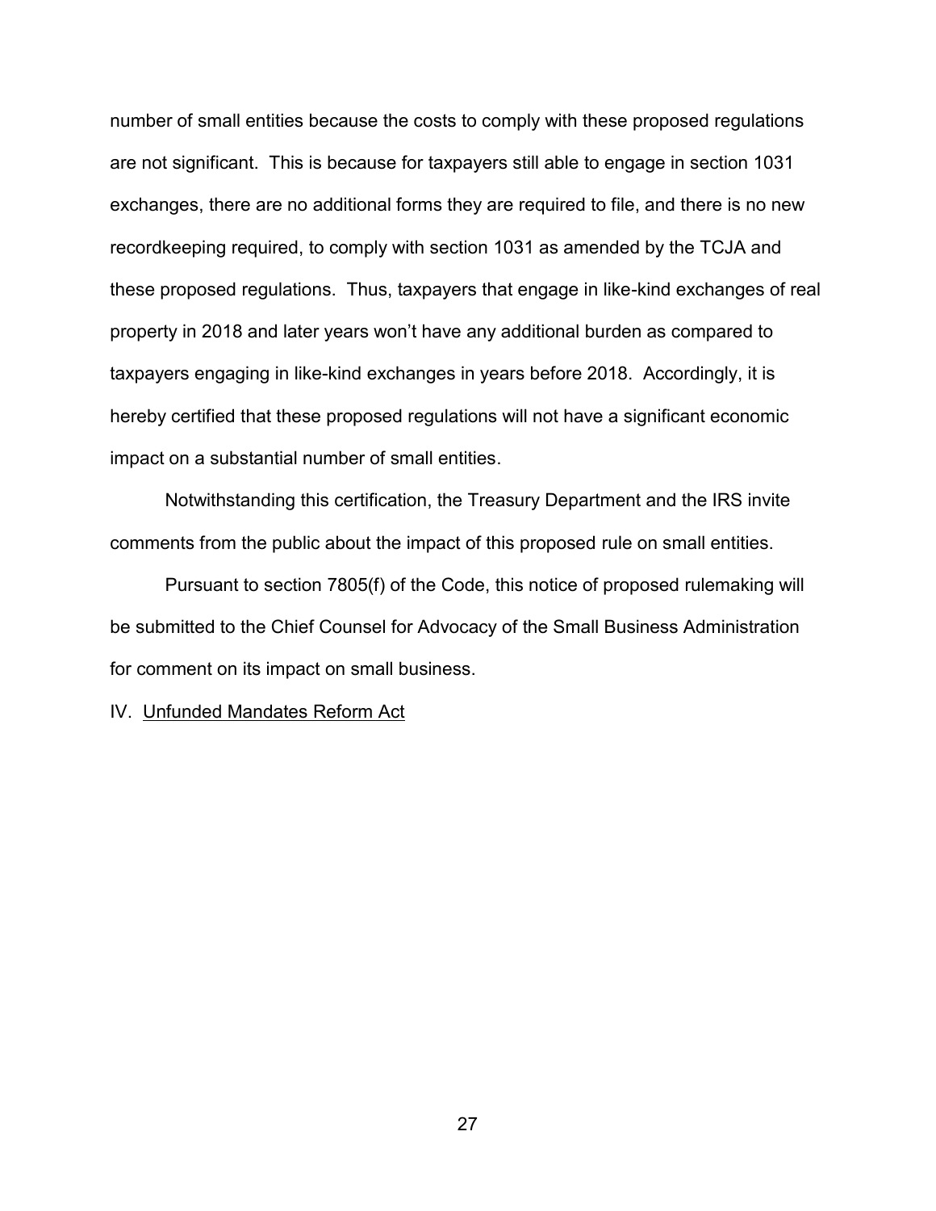number of small entities because the costs to comply with these proposed regulations are not significant. This is because for taxpayers still able to engage in section 1031 exchanges, there are no additional forms they are required to file, and there is no new recordkeeping required, to comply with section 1031 as amended by the TCJA and these proposed regulations. Thus, taxpayers that engage in like-kind exchanges of real property in 2018 and later years won't have any additional burden as compared to taxpayers engaging in like-kind exchanges in years before 2018. Accordingly, it is hereby certified that these proposed regulations will not have a significant economic impact on a substantial number of small entities.

Notwithstanding this certification, the Treasury Department and the IRS invite comments from the public about the impact of this proposed rule on small entities.

Pursuant to section 7805(f) of the Code, this notice of proposed rulemaking will be submitted to the Chief Counsel for Advocacy of the Small Business Administration for comment on its impact on small business.

IV. Unfunded Mandates Reform Act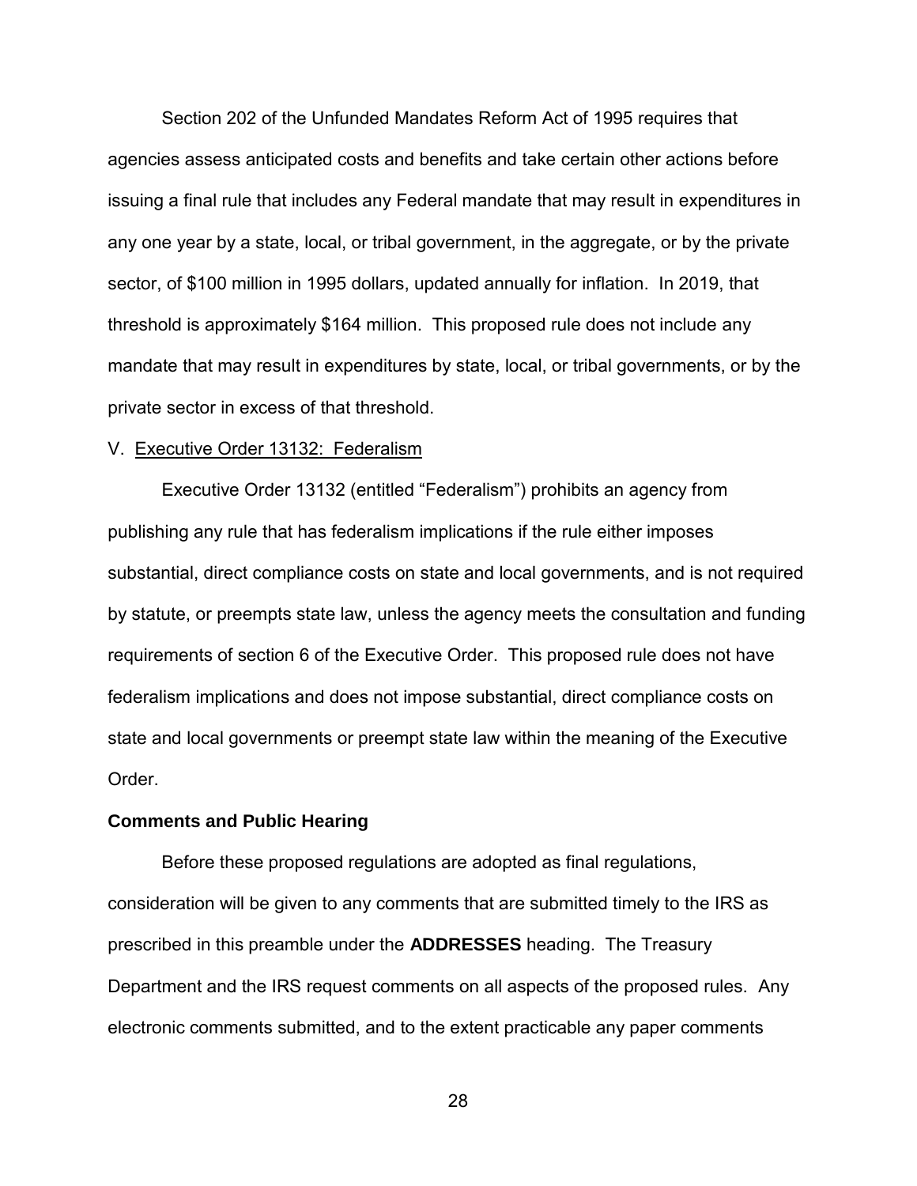Section 202 of the Unfunded Mandates Reform Act of 1995 requires that agencies assess anticipated costs and benefits and take certain other actions before issuing a final rule that includes any Federal mandate that may result in expenditures in any one year by a state, local, or tribal government, in the aggregate, or by the private sector, of $100 million in 1995 dollars, updated annually for inflation. In 2019, that threshold is approximately $164 million. This proposed rule does not include any mandate that may result in expenditures by state, local, or tribal governments, or by the private sector in excess of that threshold.

V. Executive Order 13132: Federalism

Executive Order 13132 (entitled "Federalism") prohibits an agency from publishing any rule that has federalism implications if the rule either imposes substantial, direct compliance costs on state and local governments, and is not required by statute, or preempts state law, unless the agency meets the consultation and funding requirements of section 6 of the Executive Order. This proposed rule does not have federalism implications and does not impose substantial, direct compliance costs on state and local governments or preempt state law within the meaning of the Executive Order.

**Comments and Public Hearing**

Before these proposed regulations are adopted as final regulations, consideration will be given to any comments that are submitted timely to the IRS as prescribed in this preamble under the **ADDRESSES** heading. The Treasury Department and the IRS request comments on all aspects of the proposed rules. Any electronic comments submitted, and to the extent practicable any paper comments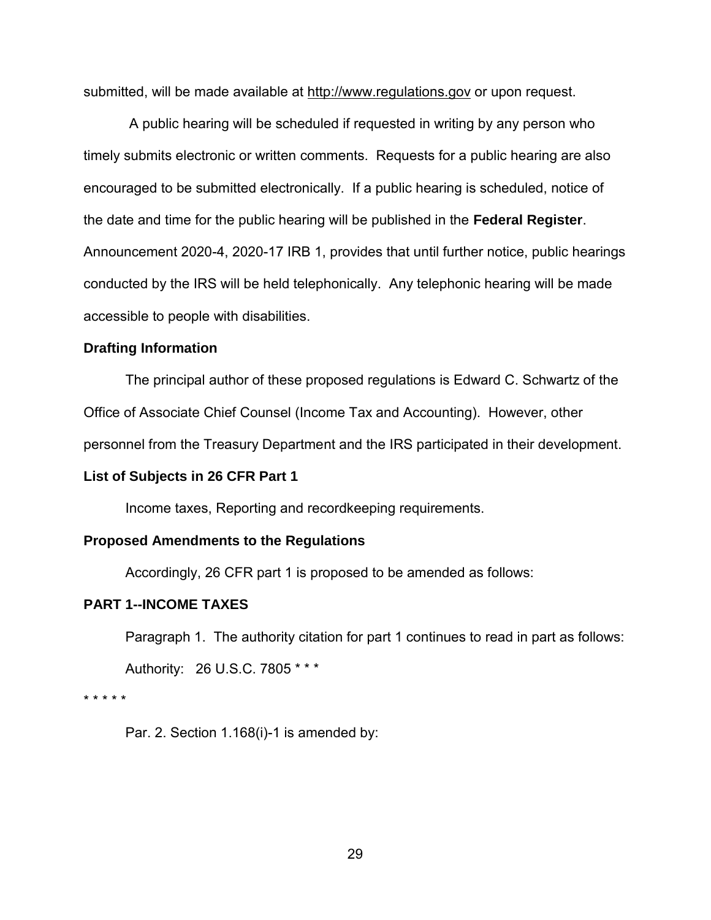submitted, will be made available at http://www.regulations.gov or upon request.

A public hearing will be scheduled if requested in writing by any person who timely submits electronic or written comments. Requests for a public hearing are also encouraged to be submitted electronically. If a public hearing is scheduled, notice of the date and time for the public hearing will be published in the **Federal Register**. Announcement 2020-4, 2020-17 IRB 1, provides that until further notice, public hearings conducted by the IRS will be held telephonically. Any telephonic hearing will be made accessible to people with disabilities.

**Drafting Information**

The principal author of these proposed regulations is Edward C. Schwartz of the Office of Associate Chief Counsel (Income Tax and Accounting). However, other personnel from the Treasury Department and the IRS participated in their development.

**List of Subjects in 26 CFR Part 1**

Income taxes, Reporting and recordkeeping requirements.

**Proposed Amendments to the Regulations**

Accordingly, 26 CFR part 1 is proposed to be amended as follows:

**PART 1--INCOME TAXES**

Paragraph 1. The authority citation for part 1 continues to read in part as follows:

Authority: 26 U.S.C. 7805 * * *

* * * * *

Par. 2. Section 1.168(i)-1 is amended by: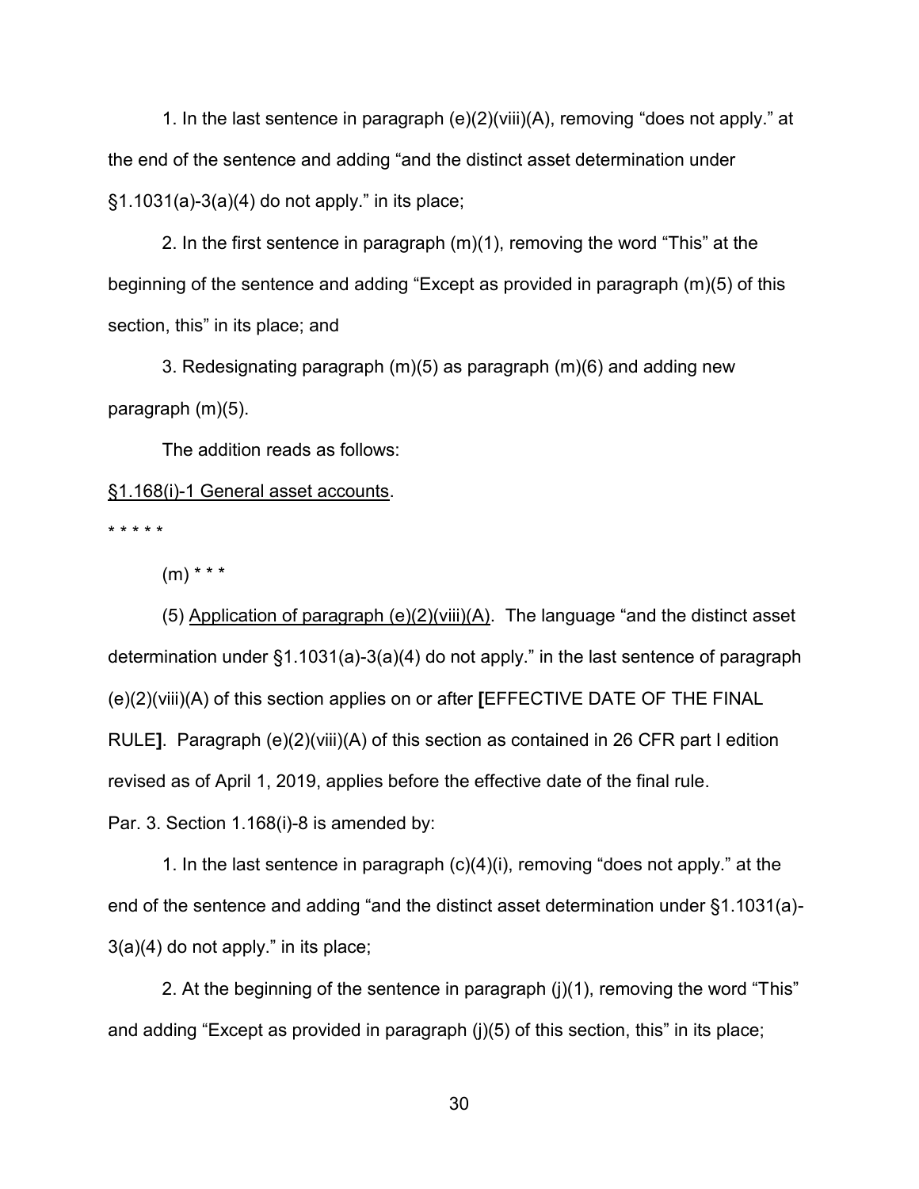1. In the last sentence in paragraph (e)(2)(viii)(A), removing “does not apply.” at the end of the sentence and adding “and the distinct asset determination under §1.1031(a)-3(a)(4) do not apply.” in its place;

2. In the first sentence in paragraph (m)(1), removing the word “This” at the beginning of the sentence and adding “Except as provided in paragraph (m)(5) of this section, this” in its place; and

3. Redesignating paragraph (m)(5) as paragraph (m)(6) and adding new paragraph (m)(5).

The addition reads as follows:

<u>§1.168(i)-1 General asset accounts</u>.

* * * * *

(m) * * *

(5) <u>Application of paragraph (e)(2)(viii)(A)</u>. The language “and the distinct asset determination under §1.1031(a)-3(a)(4) do not apply.” in the last sentence of paragraph (e)(2)(viii)(A) of this section applies on or after **[**EFFECTIVE DATE OF THE FINAL RULE**]**. Paragraph (e)(2)(viii)(A) of this section as contained in 26 CFR part I edition revised as of April 1, 2019, applies before the effective date of the final rule.

Par. 3. Section 1.168(i)-8 is amended by:

1. In the last sentence in paragraph (c)(4)(i), removing “does not apply.” at the end of the sentence and adding “and the distinct asset determination under §1.1031(a)-3(a)(4) do not apply.” in its place;

2. At the beginning of the sentence in paragraph (j)(1), removing the word “This” and adding “Except as provided in paragraph (j)(5) of this section, this” in its place;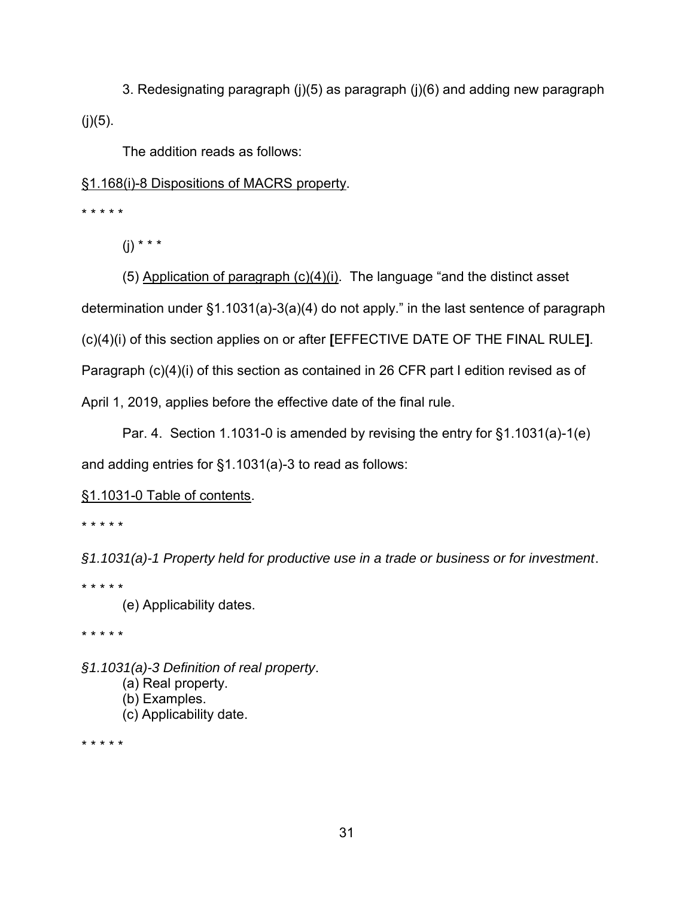3. Redesignating paragraph (j)(5) as paragraph (j)(6) and adding new paragraph (j)(5).

The addition reads as follows:

§1.168(i)-8 Dispositions of MACRS property.

\* \* \* \* \*

(j) \* \* \*

(5) Application of paragraph (c)(4)(i). The language "and the distinct asset determination under §1.1031(a)-3(a)(4) do not apply." in the last sentence of paragraph (c)(4)(i) of this section applies on or after **[**EFFECTIVE DATE OF THE FINAL RULE**]**. Paragraph (c)(4)(i) of this section as contained in 26 CFR part I edition revised as of April 1, 2019, applies before the effective date of the final rule.

Par. 4. Section 1.1031-0 is amended by revising the entry for §1.1031(a)-1(e) and adding entries for §1.1031(a)-3 to read as follows:

§1.1031-0 Table of contents.

\* \* \* \* \*

*§1.1031(a)-1 Property held for productive use in a trade or business or for investment*.

\* \* \* \* \*

(e) Applicability dates.

\* \* \* \* \*

*§1.1031(a)-3 Definition of real property*.

(a) Real property.

(b) Examples.

(c) Applicability date.

\* \* \* \* \*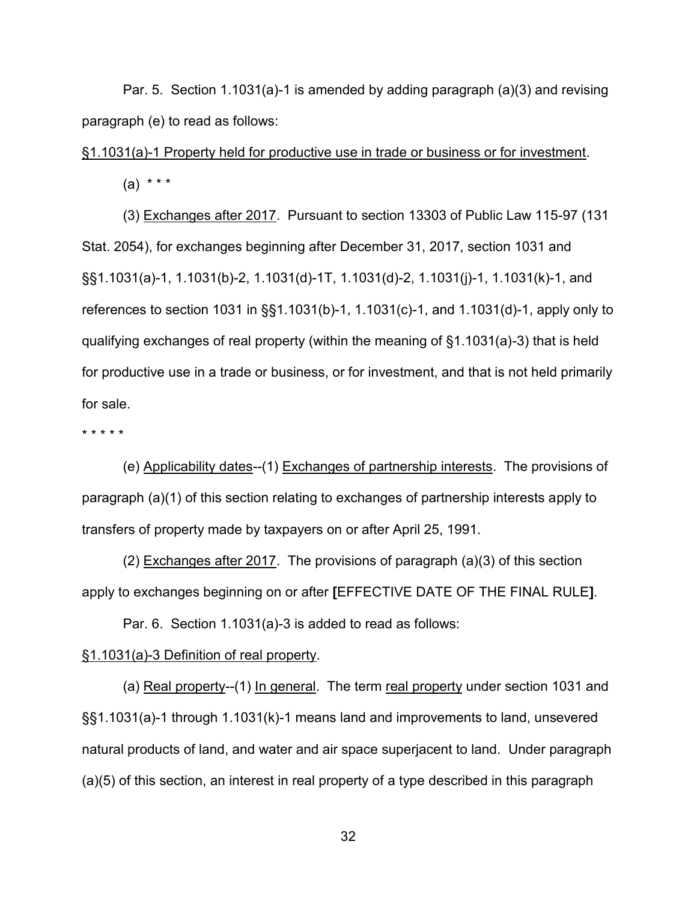Par. 5. Section 1.1031(a)-1 is amended by adding paragraph (a)(3) and revising paragraph (e) to read as follows:

§1.1031(a)-1 Property held for productive use in trade or business or for investment.

(a) * * *

(3) Exchanges after 2017. Pursuant to section 13303 of Public Law 115-97 (131 Stat. 2054), for exchanges beginning after December 31, 2017, section 1031 and §§1.1031(a)-1, 1.1031(b)-2, 1.1031(d)-1T, 1.1031(d)-2, 1.1031(j)-1, 1.1031(k)-1, and references to section 1031 in §§1.1031(b)-1, 1.1031(c)-1, and 1.1031(d)-1, apply only to qualifying exchanges of real property (within the meaning of §1.1031(a)-3) that is held for productive use in a trade or business, or for investment, and that is not held primarily for sale.

* * * * *

(e) Applicability dates--(1) Exchanges of partnership interests. The provisions of paragraph (a)(1) of this section relating to exchanges of partnership interests apply to transfers of property made by taxpayers on or after April 25, 1991.

(2) Exchanges after 2017. The provisions of paragraph (a)(3) of this section apply to exchanges beginning on or after **[**EFFECTIVE DATE OF THE FINAL RULE**]**.

Par. 6. Section 1.1031(a)-3 is added to read as follows:

§1.1031(a)-3 Definition of real property.

(a) Real property--(1) In general. The term real property under section 1031 and §§1.1031(a)-1 through 1.1031(k)-1 means land and improvements to land, unsevered natural products of land, and water and air space superjacent to land. Under paragraph (a)(5) of this section, an interest in real property of a type described in this paragraph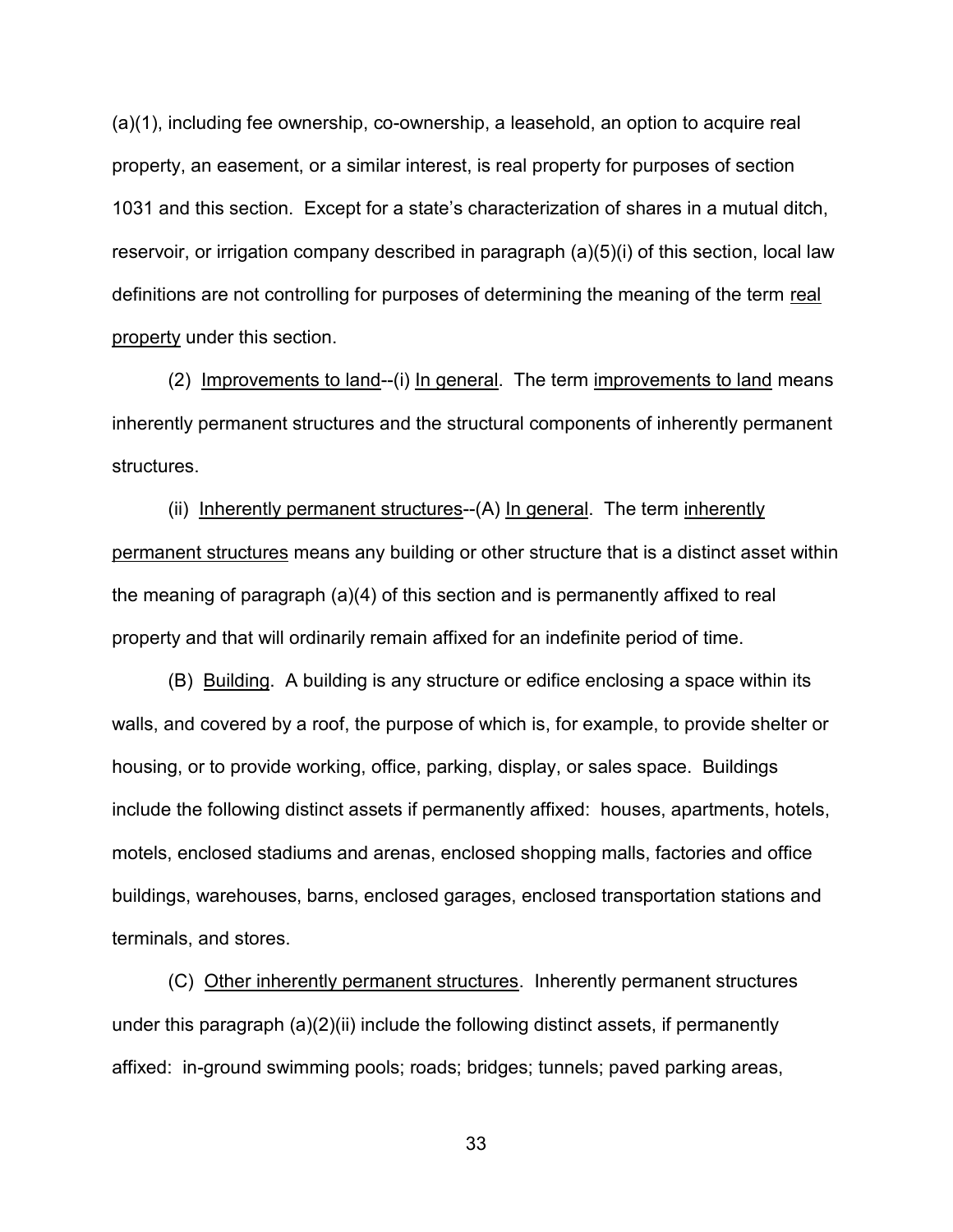(a)(1), including fee ownership, co-ownership, a leasehold, an option to acquire real property, an easement, or a similar interest, is real property for purposes of section 1031 and this section. Except for a state's characterization of shares in a mutual ditch, reservoir, or irrigation company described in paragraph (a)(5)(i) of this section, local law definitions are not controlling for purposes of determining the meaning of the term real property under this section.

(2) Improvements to land--(i) In general. The term improvements to land means inherently permanent structures and the structural components of inherently permanent structures.

(ii) Inherently permanent structures--(A) In general. The term inherently permanent structures means any building or other structure that is a distinct asset within the meaning of paragraph (a)(4) of this section and is permanently affixed to real property and that will ordinarily remain affixed for an indefinite period of time.

(B) Building. A building is any structure or edifice enclosing a space within its walls, and covered by a roof, the purpose of which is, for example, to provide shelter or housing, or to provide working, office, parking, display, or sales space. Buildings include the following distinct assets if permanently affixed: houses, apartments, hotels, motels, enclosed stadiums and arenas, enclosed shopping malls, factories and office buildings, warehouses, barns, enclosed garages, enclosed transportation stations and terminals, and stores.

(C) Other inherently permanent structures. Inherently permanent structures under this paragraph (a)(2)(ii) include the following distinct assets, if permanently affixed: in-ground swimming pools; roads; bridges; tunnels; paved parking areas,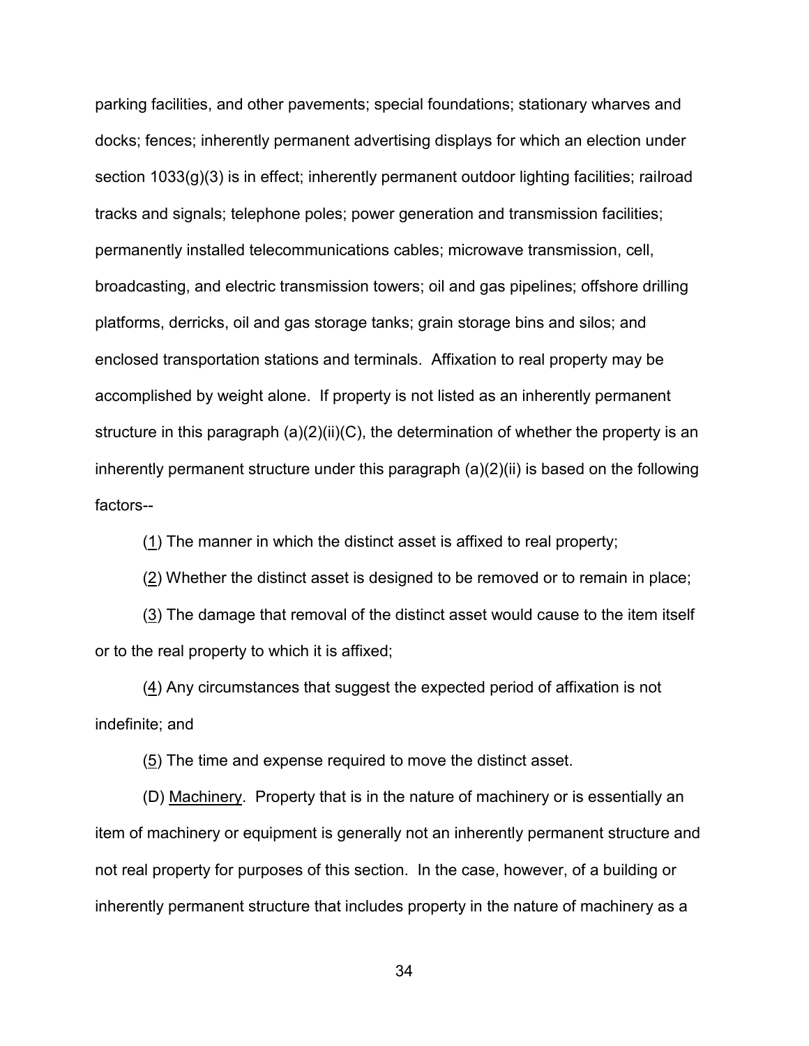parking facilities, and other pavements; special foundations; stationary wharves and docks; fences; inherently permanent advertising displays for which an election under section 1033(g)(3) is in effect; inherently permanent outdoor lighting facilities; railroad tracks and signals; telephone poles; power generation and transmission facilities; permanently installed telecommunications cables; microwave transmission, cell, broadcasting, and electric transmission towers; oil and gas pipelines; offshore drilling platforms, derricks, oil and gas storage tanks; grain storage bins and silos; and enclosed transportation stations and terminals. Affixation to real property may be accomplished by weight alone. If property is not listed as an inherently permanent structure in this paragraph (a)(2)(ii)(C), the determination of whether the property is an inherently permanent structure under this paragraph (a)(2)(ii) is based on the following factors--

(1) The manner in which the distinct asset is affixed to real property;

(2) Whether the distinct asset is designed to be removed or to remain in place;

(3) The damage that removal of the distinct asset would cause to the item itself or to the real property to which it is affixed;

(4) Any circumstances that suggest the expected period of affixation is not indefinite; and

(5) The time and expense required to move the distinct asset.

(D) Machinery. Property that is in the nature of machinery or is essentially an item of machinery or equipment is generally not an inherently permanent structure and not real property for purposes of this section. In the case, however, of a building or inherently permanent structure that includes property in the nature of machinery as a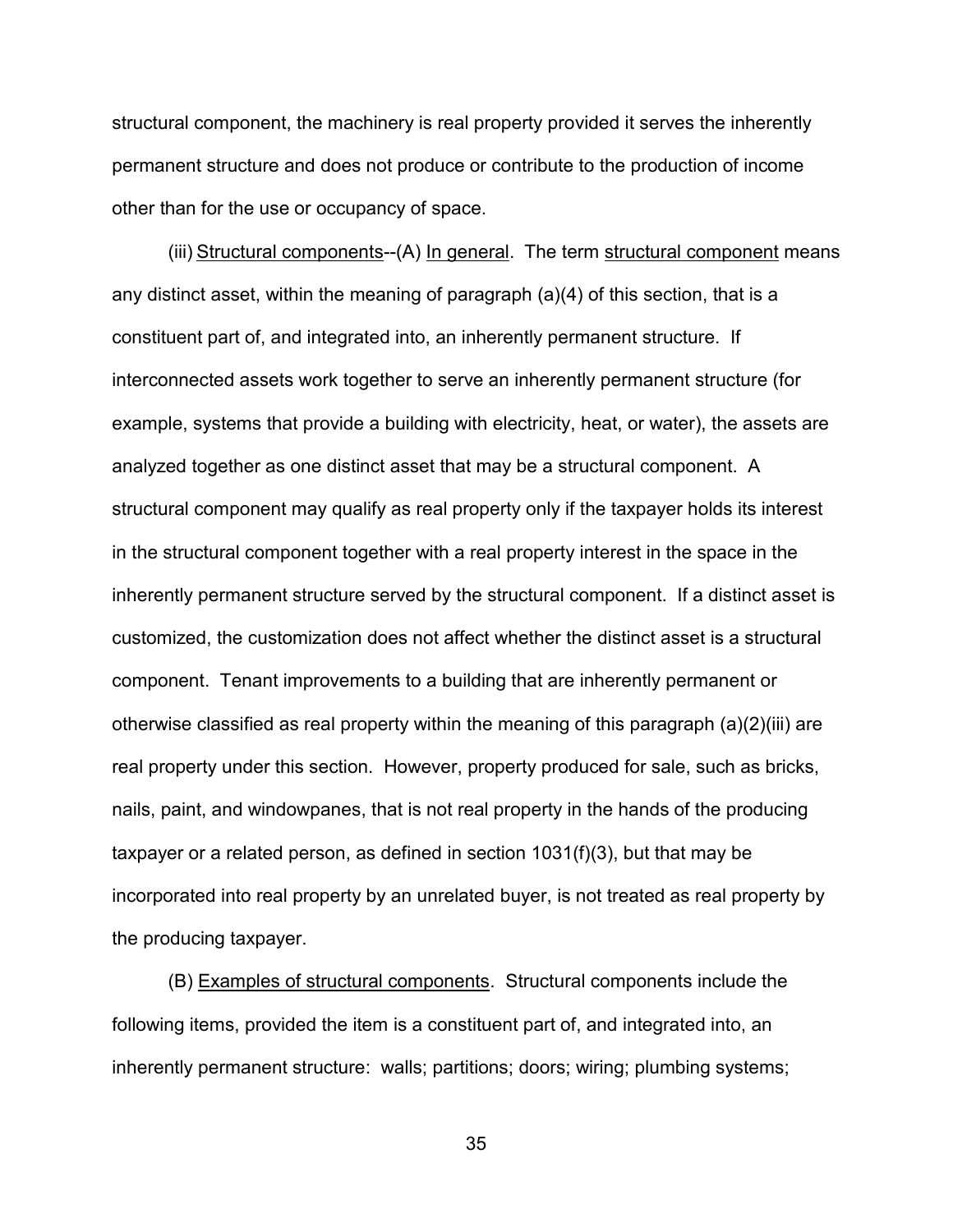structural component, the machinery is real property provided it serves the inherently permanent structure and does not produce or contribute to the production of income other than for the use or occupancy of space.

(iii) Structural components--(A) In general. The term structural component means any distinct asset, within the meaning of paragraph (a)(4) of this section, that is a constituent part of, and integrated into, an inherently permanent structure. If interconnected assets work together to serve an inherently permanent structure (for example, systems that provide a building with electricity, heat, or water), the assets are analyzed together as one distinct asset that may be a structural component. A structural component may qualify as real property only if the taxpayer holds its interest in the structural component together with a real property interest in the space in the inherently permanent structure served by the structural component. If a distinct asset is customized, the customization does not affect whether the distinct asset is a structural component. Tenant improvements to a building that are inherently permanent or otherwise classified as real property within the meaning of this paragraph (a)(2)(iii) are real property under this section. However, property produced for sale, such as bricks, nails, paint, and windowpanes, that is not real property in the hands of the producing taxpayer or a related person, as defined in section 1031(f)(3), but that may be incorporated into real property by an unrelated buyer, is not treated as real property by the producing taxpayer.

(B) Examples of structural components. Structural components include the following items, provided the item is a constituent part of, and integrated into, an inherently permanent structure: walls; partitions; doors; wiring; plumbing systems;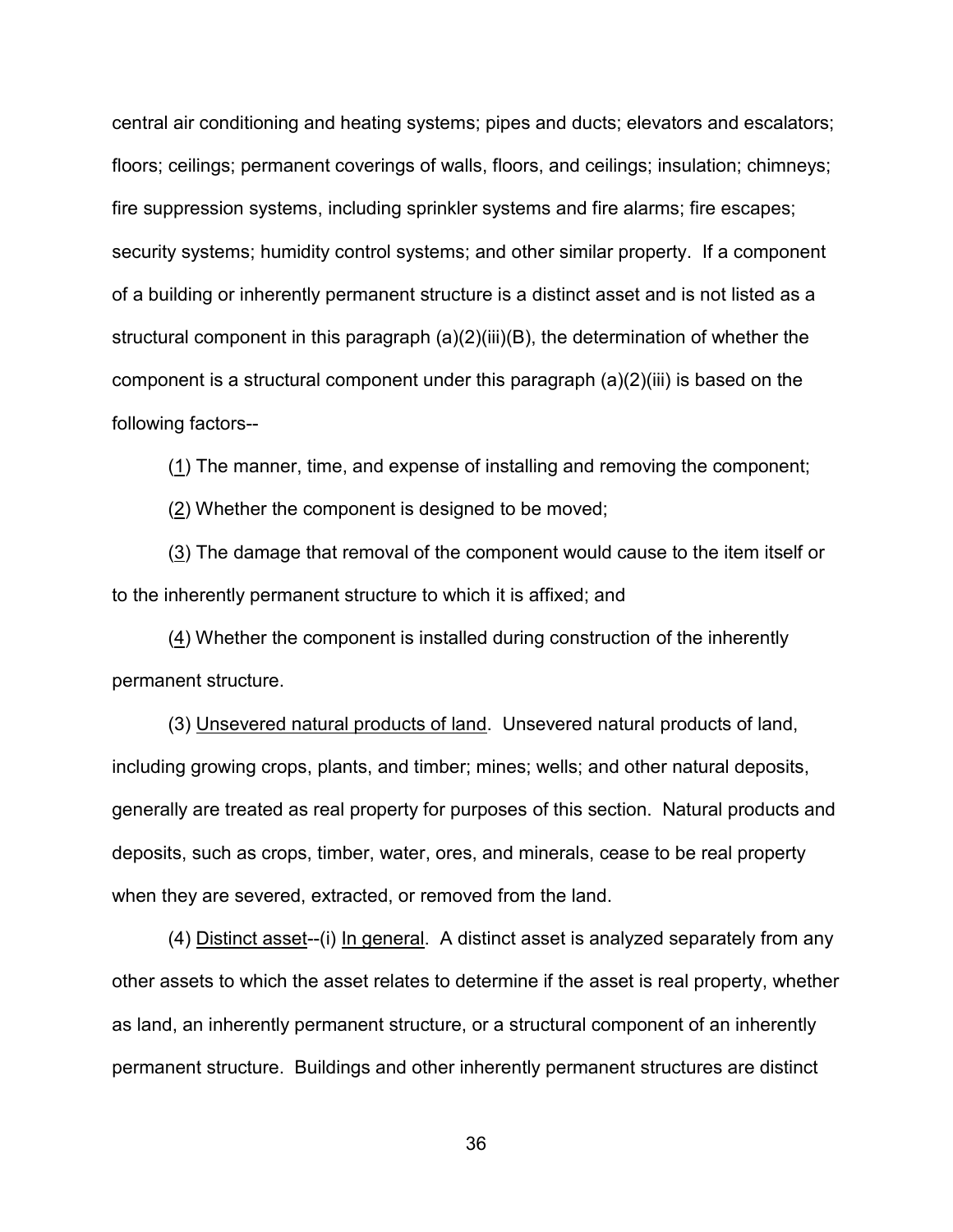central air conditioning and heating systems; pipes and ducts; elevators and escalators; floors; ceilings; permanent coverings of walls, floors, and ceilings; insulation; chimneys; fire suppression systems, including sprinkler systems and fire alarms; fire escapes; security systems; humidity control systems; and other similar property. If a component of a building or inherently permanent structure is a distinct asset and is not listed as a structural component in this paragraph (a)(2)(iii)(B), the determination of whether the component is a structural component under this paragraph (a)(2)(iii) is based on the following factors--

(1) The manner, time, and expense of installing and removing the component;

(2) Whether the component is designed to be moved;

(3) The damage that removal of the component would cause to the item itself or to the inherently permanent structure to which it is affixed; and

(4) Whether the component is installed during construction of the inherently permanent structure.

(3) Unsevered natural products of land. Unsevered natural products of land, including growing crops, plants, and timber; mines; wells; and other natural deposits, generally are treated as real property for purposes of this section. Natural products and deposits, such as crops, timber, water, ores, and minerals, cease to be real property when they are severed, extracted, or removed from the land.

(4) Distinct asset--(i) In general. A distinct asset is analyzed separately from any other assets to which the asset relates to determine if the asset is real property, whether as land, an inherently permanent structure, or a structural component of an inherently permanent structure. Buildings and other inherently permanent structures are distinct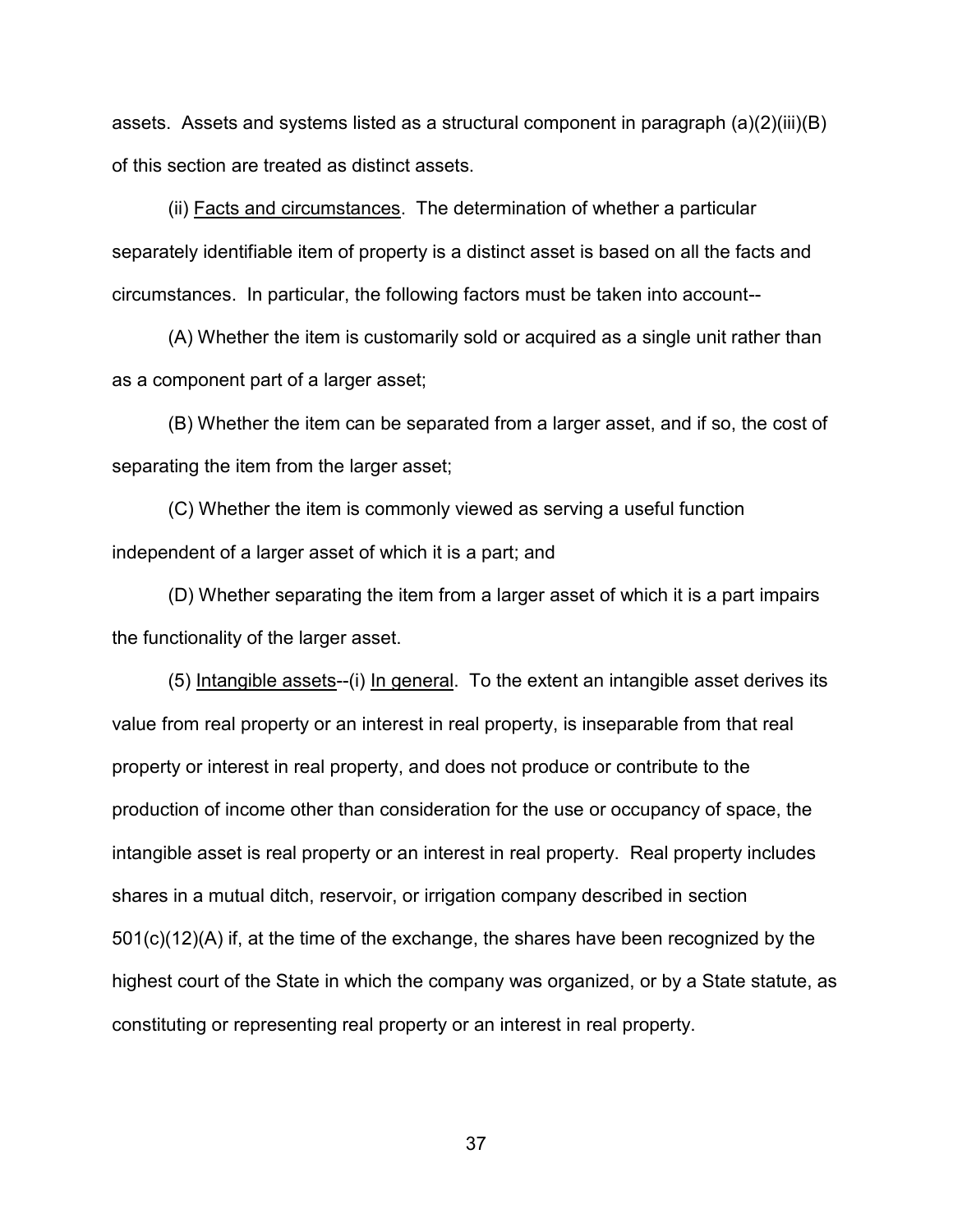assets. Assets and systems listed as a structural component in paragraph (a)(2)(iii)(B) of this section are treated as distinct assets.

(ii) Facts and circumstances. The determination of whether a particular separately identifiable item of property is a distinct asset is based on all the facts and circumstances. In particular, the following factors must be taken into account--

(A) Whether the item is customarily sold or acquired as a single unit rather than as a component part of a larger asset;

(B) Whether the item can be separated from a larger asset, and if so, the cost of separating the item from the larger asset;

(C) Whether the item is commonly viewed as serving a useful function independent of a larger asset of which it is a part; and

(D) Whether separating the item from a larger asset of which it is a part impairs the functionality of the larger asset.

(5) Intangible assets--(i) In general. To the extent an intangible asset derives its value from real property or an interest in real property, is inseparable from that real property or interest in real property, and does not produce or contribute to the production of income other than consideration for the use or occupancy of space, the intangible asset is real property or an interest in real property. Real property includes shares in a mutual ditch, reservoir, or irrigation company described in section 501(c)(12)(A) if, at the time of the exchange, the shares have been recognized by the highest court of the State in which the company was organized, or by a State statute, as constituting or representing real property or an interest in real property.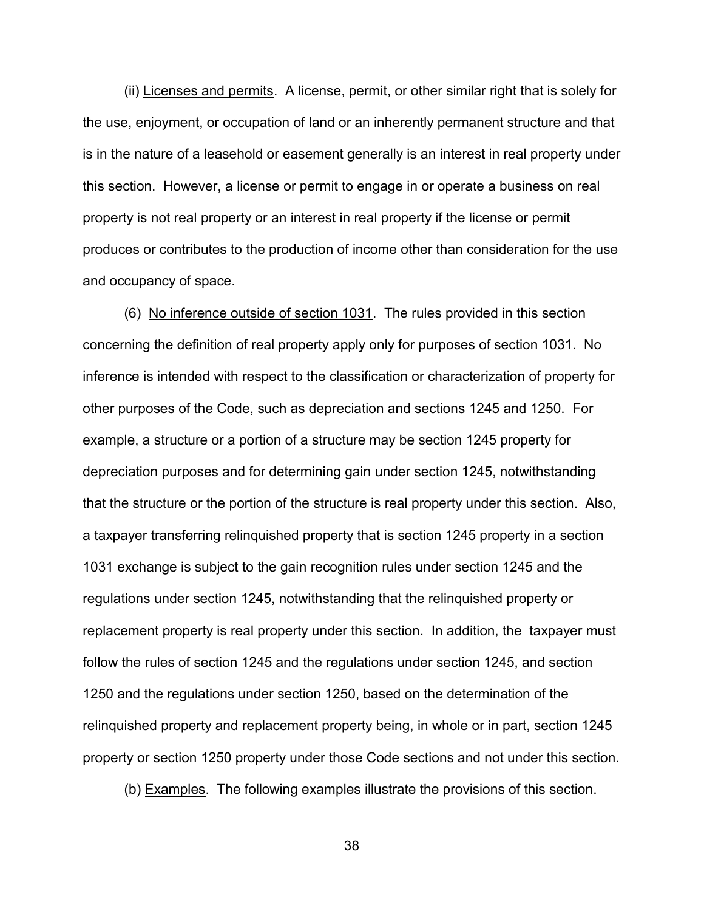(ii) Licenses and permits. A license, permit, or other similar right that is solely for the use, enjoyment, or occupation of land or an inherently permanent structure and that is in the nature of a leasehold or easement generally is an interest in real property under this section. However, a license or permit to engage in or operate a business on real property is not real property or an interest in real property if the license or permit produces or contributes to the production of income other than consideration for the use and occupancy of space.

(6) No inference outside of section 1031. The rules provided in this section concerning the definition of real property apply only for purposes of section 1031. No inference is intended with respect to the classification or characterization of property for other purposes of the Code, such as depreciation and sections 1245 and 1250. For example, a structure or a portion of a structure may be section 1245 property for depreciation purposes and for determining gain under section 1245, notwithstanding that the structure or the portion of the structure is real property under this section. Also, a taxpayer transferring relinquished property that is section 1245 property in a section 1031 exchange is subject to the gain recognition rules under section 1245 and the regulations under section 1245, notwithstanding that the relinquished property or replacement property is real property under this section. In addition, the taxpayer must follow the rules of section 1245 and the regulations under section 1245, and section 1250 and the regulations under section 1250, based on the determination of the relinquished property and replacement property being, in whole or in part, section 1245 property or section 1250 property under those Code sections and not under this section.

(b) Examples. The following examples illustrate the provisions of this section.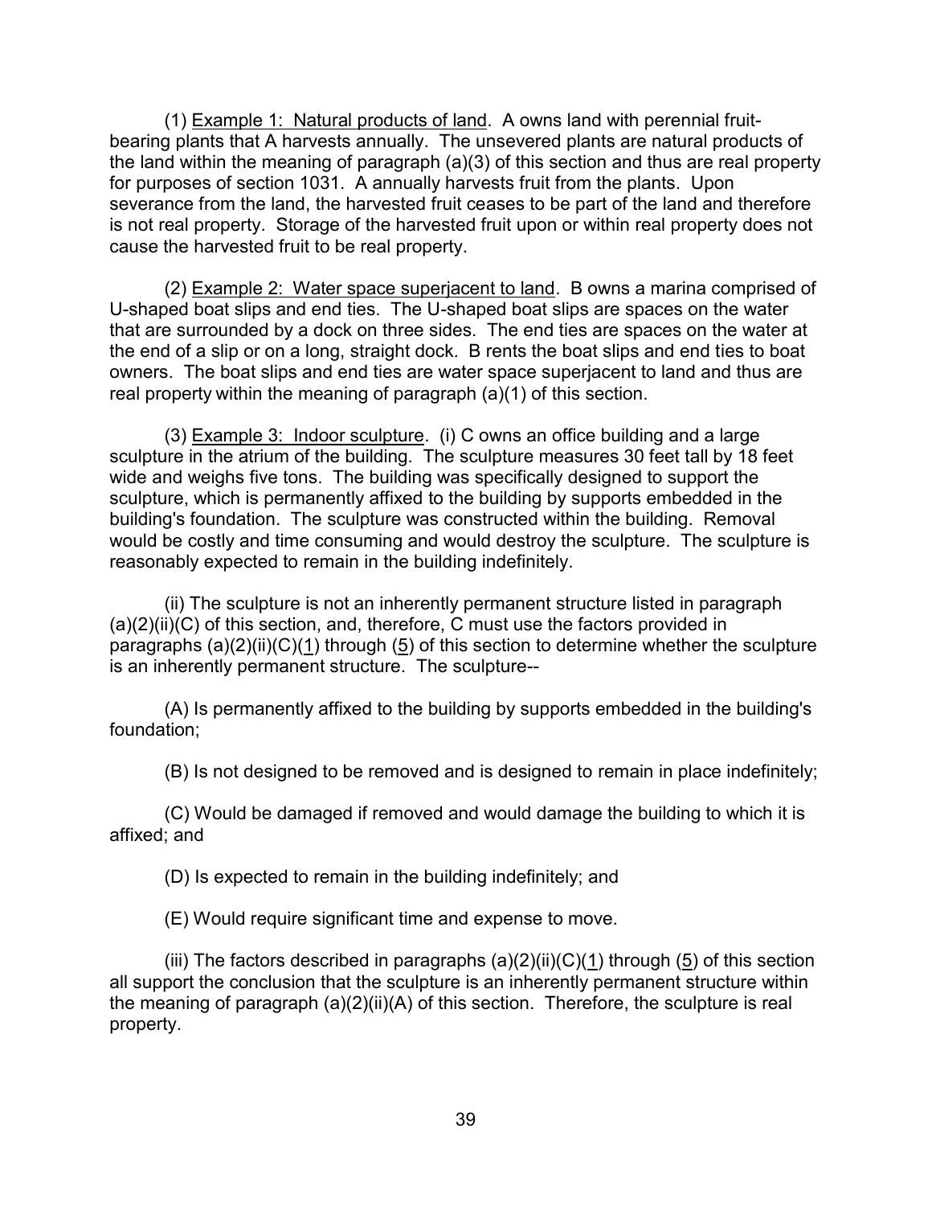(1) Example 1: Natural products of land. A owns land with perennial fruit-bearing plants that A harvests annually. The unsevered plants are natural products of the land within the meaning of paragraph (a)(3) of this section and thus are real property for purposes of section 1031. A annually harvests fruit from the plants. Upon severance from the land, the harvested fruit ceases to be part of the land and therefore is not real property. Storage of the harvested fruit upon or within real property does not cause the harvested fruit to be real property.

(2) Example 2: Water space superjacent to land. B owns a marina comprised of U-shaped boat slips and end ties. The U-shaped boat slips are spaces on the water that are surrounded by a dock on three sides. The end ties are spaces on the water at the end of a slip or on a long, straight dock. B rents the boat slips and end ties to boat owners. The boat slips and end ties are water space superjacent to land and thus are real property within the meaning of paragraph (a)(1) of this section.

(3) Example 3: Indoor sculpture. (i) C owns an office building and a large sculpture in the atrium of the building. The sculpture measures 30 feet tall by 18 feet wide and weighs five tons. The building was specifically designed to support the sculpture, which is permanently affixed to the building by supports embedded in the building's foundation. The sculpture was constructed within the building. Removal would be costly and time consuming and would destroy the sculpture. The sculpture is reasonably expected to remain in the building indefinitely.

(ii) The sculpture is not an inherently permanent structure listed in paragraph (a)(2)(ii)(C) of this section, and, therefore, C must use the factors provided in paragraphs (a)(2)(ii)(C)(1) through (5) of this section to determine whether the sculpture is an inherently permanent structure. The sculpture--

(A) Is permanently affixed to the building by supports embedded in the building's foundation;

(B) Is not designed to be removed and is designed to remain in place indefinitely;

(C) Would be damaged if removed and would damage the building to which it is affixed; and

(D) Is expected to remain in the building indefinitely; and

(E) Would require significant time and expense to move.

(iii) The factors described in paragraphs (a)(2)(ii)(C)(1) through (5) of this section all support the conclusion that the sculpture is an inherently permanent structure within the meaning of paragraph (a)(2)(ii)(A) of this section. Therefore, the sculpture is real property.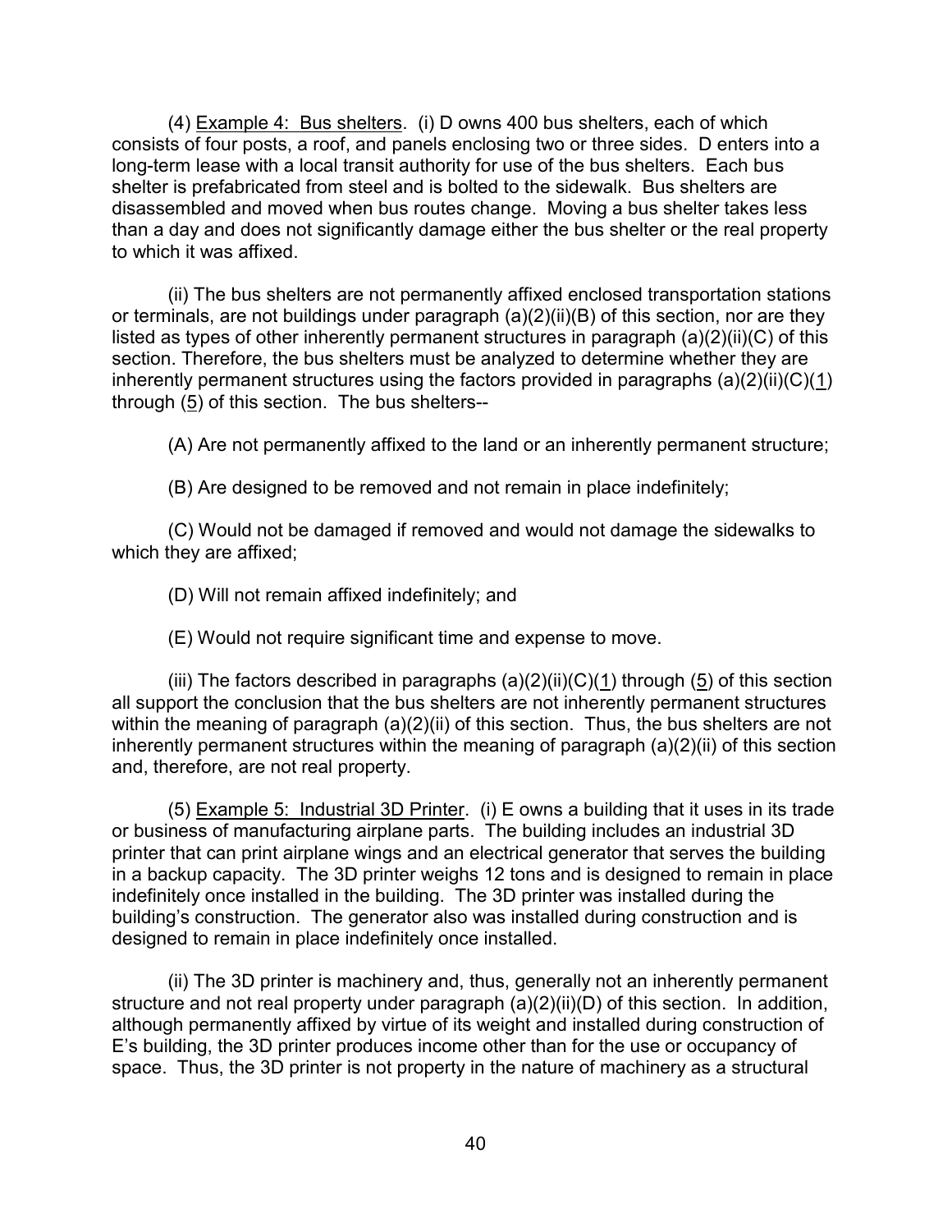(4) Example 4: Bus shelters. (i) D owns 400 bus shelters, each of which consists of four posts, a roof, and panels enclosing two or three sides. D enters into a long-term lease with a local transit authority for use of the bus shelters. Each bus shelter is prefabricated from steel and is bolted to the sidewalk. Bus shelters are disassembled and moved when bus routes change. Moving a bus shelter takes less than a day and does not significantly damage either the bus shelter or the real property to which it was affixed.

(ii) The bus shelters are not permanently affixed enclosed transportation stations or terminals, are not buildings under paragraph (a)(2)(ii)(B) of this section, nor are they listed as types of other inherently permanent structures in paragraph (a)(2)(ii)(C) of this section. Therefore, the bus shelters must be analyzed to determine whether they are inherently permanent structures using the factors provided in paragraphs (a)(2)(ii)(C)(1) through (5) of this section. The bus shelters--

(A) Are not permanently affixed to the land or an inherently permanent structure;

(B) Are designed to be removed and not remain in place indefinitely;

(C) Would not be damaged if removed and would not damage the sidewalks to which they are affixed;

(D) Will not remain affixed indefinitely; and

(E) Would not require significant time and expense to move.

(iii) The factors described in paragraphs (a)(2)(ii)(C)(1) through (5) of this section all support the conclusion that the bus shelters are not inherently permanent structures within the meaning of paragraph (a)(2)(ii) of this section. Thus, the bus shelters are not inherently permanent structures within the meaning of paragraph (a)(2)(ii) of this section and, therefore, are not real property.

(5) Example 5: Industrial 3D Printer. (i) E owns a building that it uses in its trade or business of manufacturing airplane parts. The building includes an industrial 3D printer that can print airplane wings and an electrical generator that serves the building in a backup capacity. The 3D printer weighs 12 tons and is designed to remain in place indefinitely once installed in the building. The 3D printer was installed during the building's construction. The generator also was installed during construction and is designed to remain in place indefinitely once installed.

(ii) The 3D printer is machinery and, thus, generally not an inherently permanent structure and not real property under paragraph (a)(2)(ii)(D) of this section. In addition, although permanently affixed by virtue of its weight and installed during construction of E's building, the 3D printer produces income other than for the use or occupancy of space. Thus, the 3D printer is not property in the nature of machinery as a structural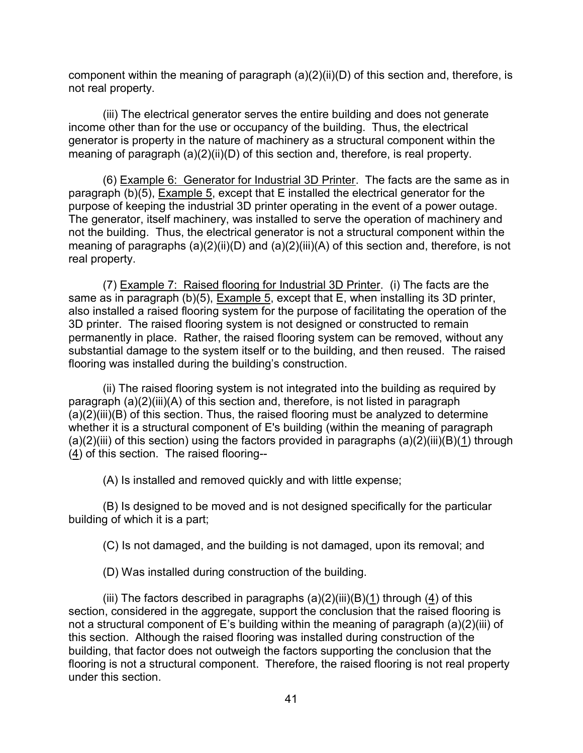component within the meaning of paragraph (a)(2)(ii)(D) of this section and, therefore, is not real property.

(iii) The electrical generator serves the entire building and does not generate income other than for the use or occupancy of the building. Thus, the electrical generator is property in the nature of machinery as a structural component within the meaning of paragraph (a)(2)(ii)(D) of this section and, therefore, is real property.

(6) Example 6: Generator for Industrial 3D Printer. The facts are the same as in paragraph (b)(5), Example 5, except that E installed the electrical generator for the purpose of keeping the industrial 3D printer operating in the event of a power outage. The generator, itself machinery, was installed to serve the operation of machinery and not the building. Thus, the electrical generator is not a structural component within the meaning of paragraphs (a)(2)(ii)(D) and (a)(2)(iii)(A) of this section and, therefore, is not real property.

(7) Example 7: Raised flooring for Industrial 3D Printer. (i) The facts are the same as in paragraph (b)(5), Example 5, except that E, when installing its 3D printer, also installed a raised flooring system for the purpose of facilitating the operation of the 3D printer. The raised flooring system is not designed or constructed to remain permanently in place. Rather, the raised flooring system can be removed, without any substantial damage to the system itself or to the building, and then reused. The raised flooring was installed during the building's construction.

(ii) The raised flooring system is not integrated into the building as required by paragraph (a)(2)(iii)(A) of this section and, therefore, is not listed in paragraph (a)(2)(iii)(B) of this section. Thus, the raised flooring must be analyzed to determine whether it is a structural component of E's building (within the meaning of paragraph (a)(2)(iii) of this section) using the factors provided in paragraphs (a)(2)(iii)(B)(1) through (4) of this section. The raised flooring--

(A) Is installed and removed quickly and with little expense;

(B) Is designed to be moved and is not designed specifically for the particular building of which it is a part;

(C) Is not damaged, and the building is not damaged, upon its removal; and

(D) Was installed during construction of the building.

(iii) The factors described in paragraphs (a)(2)(iii)(B)(1) through (4) of this section, considered in the aggregate, support the conclusion that the raised flooring is not a structural component of E's building within the meaning of paragraph (a)(2)(iii) of this section. Although the raised flooring was installed during construction of the building, that factor does not outweigh the factors supporting the conclusion that the flooring is not a structural component. Therefore, the raised flooring is not real property under this section.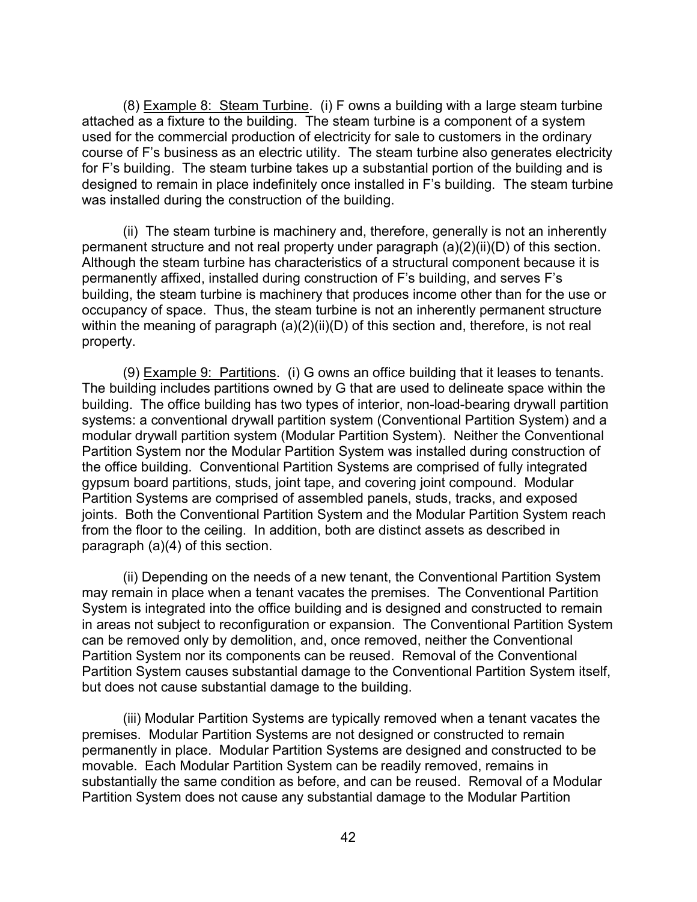(8) Example 8: Steam Turbine. (i) F owns a building with a large steam turbine attached as a fixture to the building. The steam turbine is a component of a system used for the commercial production of electricity for sale to customers in the ordinary course of F's business as an electric utility. The steam turbine also generates electricity for F's building. The steam turbine takes up a substantial portion of the building and is designed to remain in place indefinitely once installed in F's building. The steam turbine was installed during the construction of the building.

(ii) The steam turbine is machinery and, therefore, generally is not an inherently permanent structure and not real property under paragraph (a)(2)(ii)(D) of this section. Although the steam turbine has characteristics of a structural component because it is permanently affixed, installed during construction of F's building, and serves F's building, the steam turbine is machinery that produces income other than for the use or occupancy of space. Thus, the steam turbine is not an inherently permanent structure within the meaning of paragraph (a)(2)(ii)(D) of this section and, therefore, is not real property.

(9) Example 9: Partitions. (i) G owns an office building that it leases to tenants. The building includes partitions owned by G that are used to delineate space within the building. The office building has two types of interior, non-load-bearing drywall partition systems: a conventional drywall partition system (Conventional Partition System) and a modular drywall partition system (Modular Partition System). Neither the Conventional Partition System nor the Modular Partition System was installed during construction of the office building. Conventional Partition Systems are comprised of fully integrated gypsum board partitions, studs, joint tape, and covering joint compound. Modular Partition Systems are comprised of assembled panels, studs, tracks, and exposed joints. Both the Conventional Partition System and the Modular Partition System reach from the floor to the ceiling. In addition, both are distinct assets as described in paragraph (a)(4) of this section.

(ii) Depending on the needs of a new tenant, the Conventional Partition System may remain in place when a tenant vacates the premises. The Conventional Partition System is integrated into the office building and is designed and constructed to remain in areas not subject to reconfiguration or expansion. The Conventional Partition System can be removed only by demolition, and, once removed, neither the Conventional Partition System nor its components can be reused. Removal of the Conventional Partition System causes substantial damage to the Conventional Partition System itself, but does not cause substantial damage to the building.

(iii) Modular Partition Systems are typically removed when a tenant vacates the premises. Modular Partition Systems are not designed or constructed to remain permanently in place. Modular Partition Systems are designed and constructed to be movable. Each Modular Partition System can be readily removed, remains in substantially the same condition as before, and can be reused. Removal of a Modular Partition System does not cause any substantial damage to the Modular Partition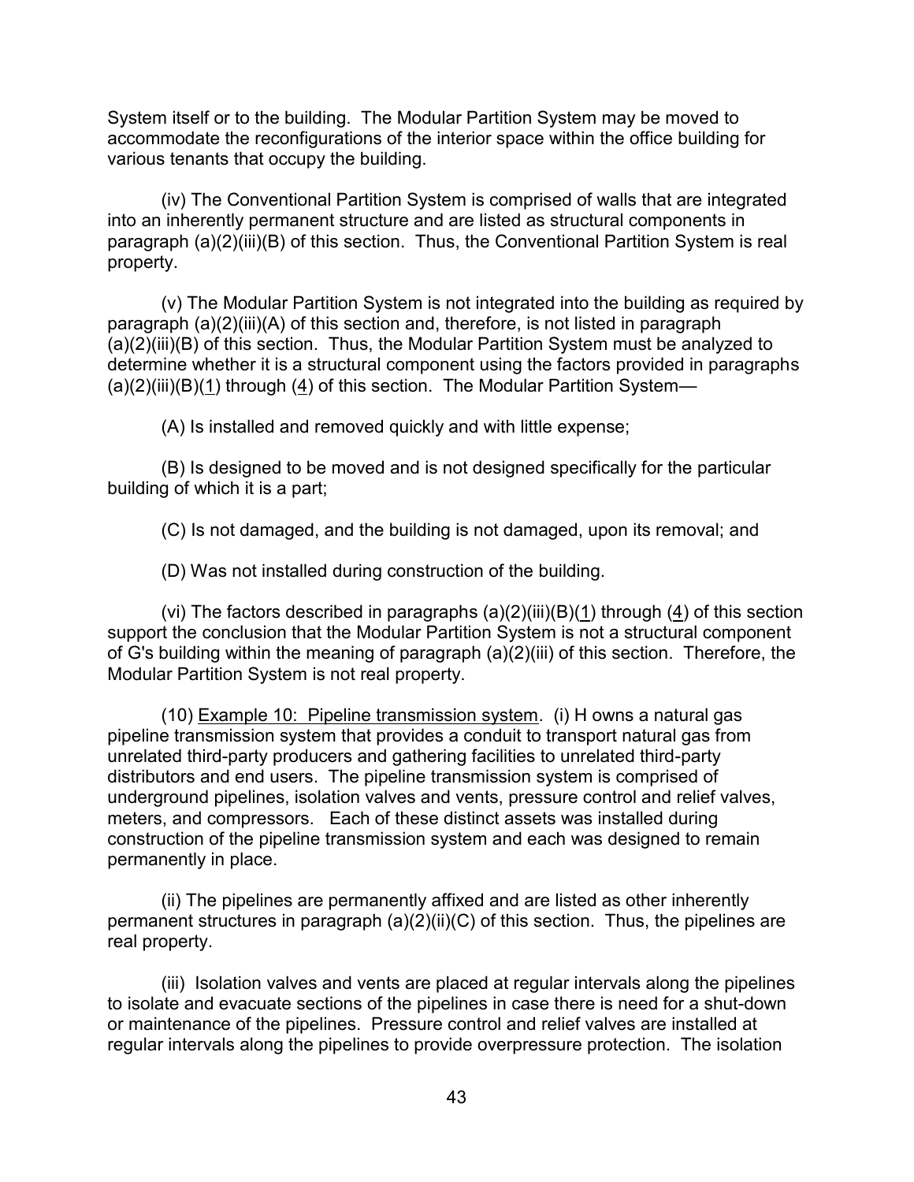System itself or to the building. The Modular Partition System may be moved to accommodate the reconfigurations of the interior space within the office building for various tenants that occupy the building.

(iv) The Conventional Partition System is comprised of walls that are integrated into an inherently permanent structure and are listed as structural components in paragraph (a)(2)(iii)(B) of this section. Thus, the Conventional Partition System is real property.

(v) The Modular Partition System is not integrated into the building as required by paragraph (a)(2)(iii)(A) of this section and, therefore, is not listed in paragraph (a)(2)(iii)(B) of this section. Thus, the Modular Partition System must be analyzed to determine whether it is a structural component using the factors provided in paragraphs (a)(2)(iii)(B)(1) through (4) of this section. The Modular Partition System—

(A) Is installed and removed quickly and with little expense;

(B) Is designed to be moved and is not designed specifically for the particular building of which it is a part;

(C) Is not damaged, and the building is not damaged, upon its removal; and

(D) Was not installed during construction of the building.

(vi) The factors described in paragraphs (a)(2)(iii)(B)(1) through (4) of this section support the conclusion that the Modular Partition System is not a structural component of G's building within the meaning of paragraph (a)(2)(iii) of this section. Therefore, the Modular Partition System is not real property.

(10) Example 10: Pipeline transmission system. (i) H owns a natural gas pipeline transmission system that provides a conduit to transport natural gas from unrelated third-party producers and gathering facilities to unrelated third-party distributors and end users. The pipeline transmission system is comprised of underground pipelines, isolation valves and vents, pressure control and relief valves, meters, and compressors. Each of these distinct assets was installed during construction of the pipeline transmission system and each was designed to remain permanently in place.

(ii) The pipelines are permanently affixed and are listed as other inherently permanent structures in paragraph (a)(2)(ii)(C) of this section. Thus, the pipelines are real property.

(iii) Isolation valves and vents are placed at regular intervals along the pipelines to isolate and evacuate sections of the pipelines in case there is need for a shut-down or maintenance of the pipelines. Pressure control and relief valves are installed at regular intervals along the pipelines to provide overpressure protection. The isolation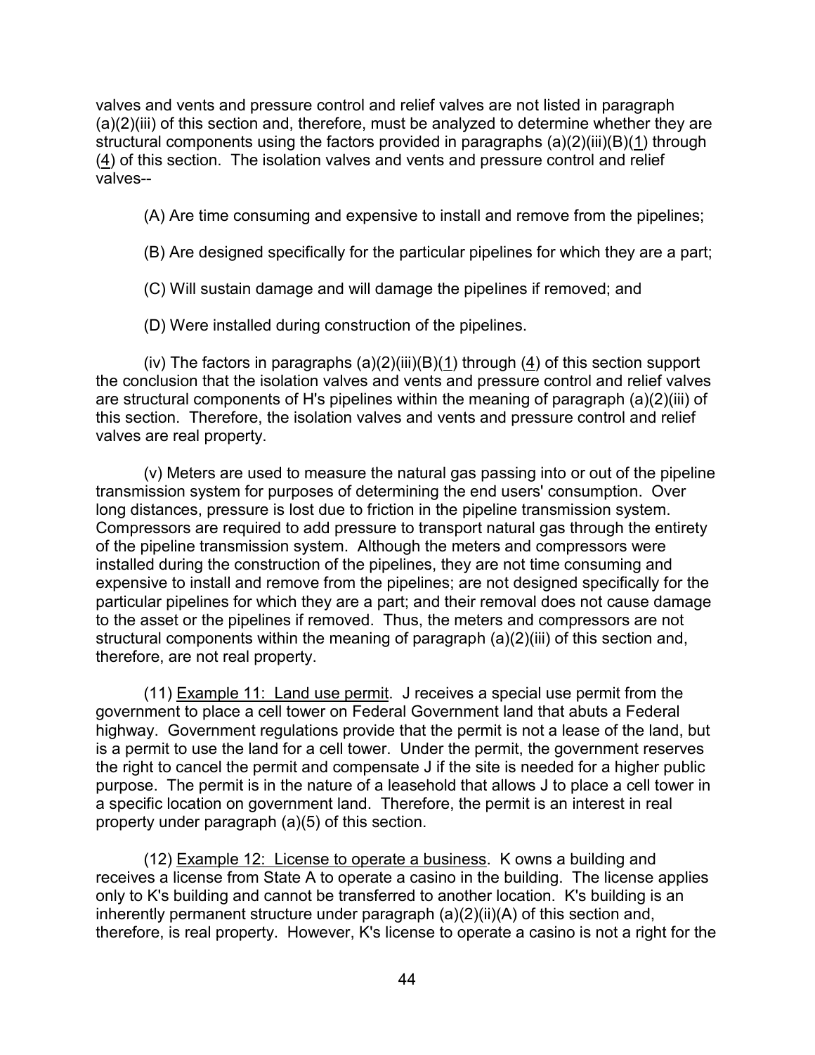valves and vents and pressure control and relief valves are not listed in paragraph (a)(2)(iii) of this section and, therefore, must be analyzed to determine whether they are structural components using the factors provided in paragraphs (a)(2)(iii)(B)(1) through (4) of this section. The isolation valves and vents and pressure control and relief valves--

(A) Are time consuming and expensive to install and remove from the pipelines;

(B) Are designed specifically for the particular pipelines for which they are a part;

(C) Will sustain damage and will damage the pipelines if removed; and

(D) Were installed during construction of the pipelines.

(iv) The factors in paragraphs (a)(2)(iii)(B)(1) through (4) of this section support the conclusion that the isolation valves and vents and pressure control and relief valves are structural components of H's pipelines within the meaning of paragraph (a)(2)(iii) of this section. Therefore, the isolation valves and vents and pressure control and relief valves are real property.

(v) Meters are used to measure the natural gas passing into or out of the pipeline transmission system for purposes of determining the end users' consumption. Over long distances, pressure is lost due to friction in the pipeline transmission system. Compressors are required to add pressure to transport natural gas through the entirety of the pipeline transmission system. Although the meters and compressors were installed during the construction of the pipelines, they are not time consuming and expensive to install and remove from the pipelines; are not designed specifically for the particular pipelines for which they are a part; and their removal does not cause damage to the asset or the pipelines if removed. Thus, the meters and compressors are not structural components within the meaning of paragraph (a)(2)(iii) of this section and, therefore, are not real property.

(11) Example 11: Land use permit. J receives a special use permit from the government to place a cell tower on Federal Government land that abuts a Federal highway. Government regulations provide that the permit is not a lease of the land, but is a permit to use the land for a cell tower. Under the permit, the government reserves the right to cancel the permit and compensate J if the site is needed for a higher public purpose. The permit is in the nature of a leasehold that allows J to place a cell tower in a specific location on government land. Therefore, the permit is an interest in real property under paragraph (a)(5) of this section.

(12) Example 12: License to operate a business. K owns a building and receives a license from State A to operate a casino in the building. The license applies only to K's building and cannot be transferred to another location. K's building is an inherently permanent structure under paragraph (a)(2)(ii)(A) of this section and, therefore, is real property. However, K's license to operate a casino is not a right for the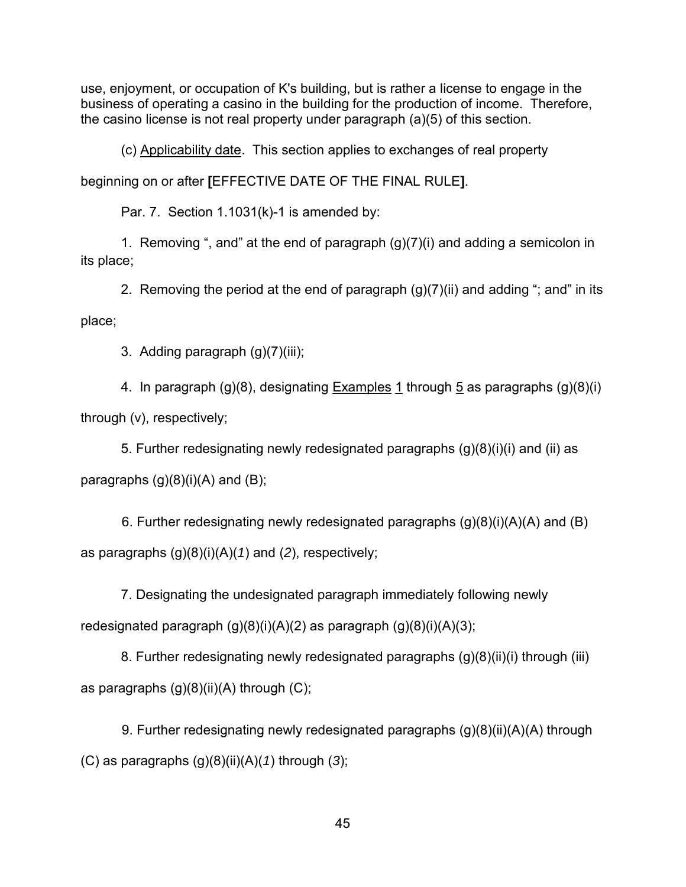use, enjoyment, or occupation of K's building, but is rather a license to engage in the business of operating a casino in the building for the production of income. Therefore, the casino license is not real property under paragraph (a)(5) of this section.

(c) Applicability date. This section applies to exchanges of real property beginning on or after **[**EFFECTIVE DATE OF THE FINAL RULE**]**.

Par. 7. Section 1.1031(k)-1 is amended by:

1. Removing ", and" at the end of paragraph (g)(7)(i) and adding a semicolon in its place;

2. Removing the period at the end of paragraph (g)(7)(ii) and adding "; and" in its place;

3. Adding paragraph (g)(7)(iii);

4. In paragraph (g)(8), designating Examples 1 through 5 as paragraphs (g)(8)(i) through (v), respectively;

5. Further redesignating newly redesignated paragraphs (g)(8)(i)(i) and (ii) as paragraphs (g)(8)(i)(A) and (B);

6. Further redesignating newly redesignated paragraphs (g)(8)(i)(A)(A) and (B) as paragraphs (g)(8)(i)(A)(*1*) and (*2*), respectively;

7. Designating the undesignated paragraph immediately following newly redesignated paragraph (g)(8)(i)(A)(2) as paragraph (g)(8)(i)(A)(3);

8. Further redesignating newly redesignated paragraphs (g)(8)(ii)(i) through (iii) as paragraphs (g)(8)(ii)(A) through (C);

9. Further redesignating newly redesignated paragraphs (g)(8)(ii)(A)(A) through (C) as paragraphs (g)(8)(ii)(A)(*1*) through (*3*);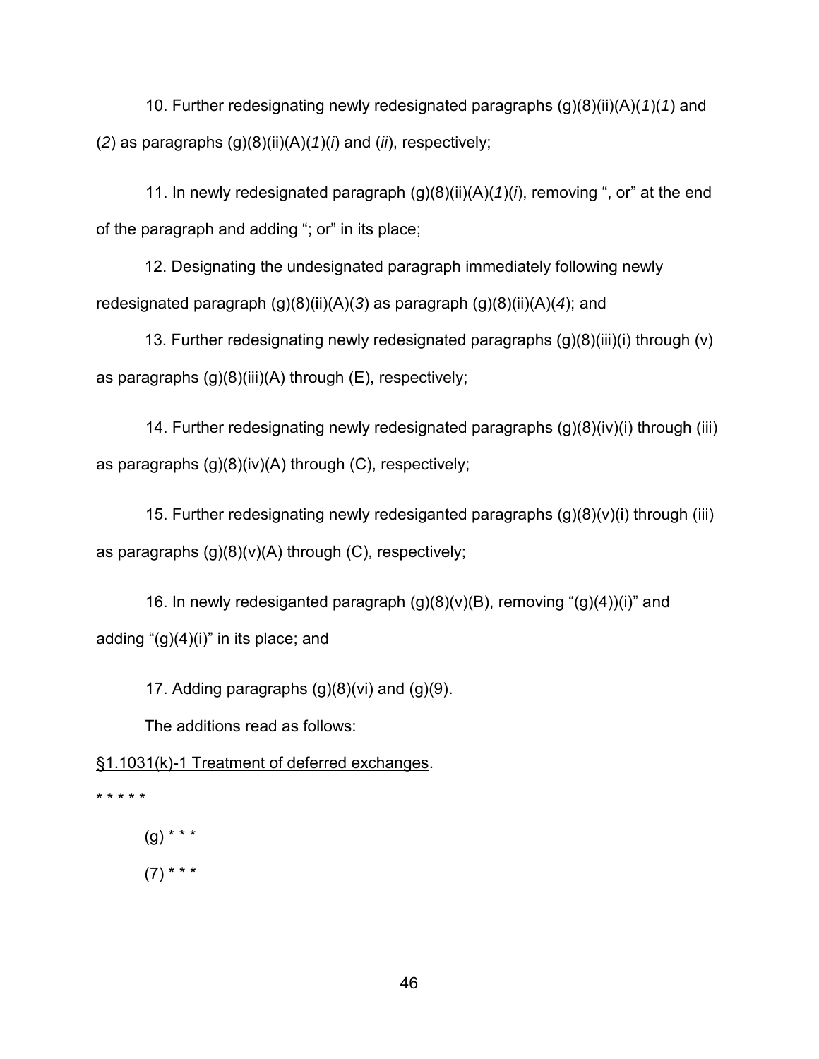10. Further redesignating newly redesignated paragraphs (g)(8)(ii)(A)(*1*)(*1*) and (*2*) as paragraphs (g)(8)(ii)(A)(*1*)(*i*) and (*ii*), respectively;

11. In newly redesignated paragraph (g)(8)(ii)(A)(*1*)(*i*), removing ", or" at the end of the paragraph and adding "; or" in its place;

12. Designating the undesignated paragraph immediately following newly redesignated paragraph (g)(8)(ii)(A)(*3*) as paragraph (g)(8)(ii)(A)(*4*); and

13. Further redesignating newly redesignated paragraphs (g)(8)(iii)(i) through (v) as paragraphs (g)(8)(iii)(A) through (E), respectively;

14. Further redesignating newly redesignated paragraphs (g)(8)(iv)(i) through (iii) as paragraphs (g)(8)(iv)(A) through (C), respectively;

15. Further redesignating newly redesiganted paragraphs (g)(8)(v)(i) through (iii) as paragraphs (g)(8)(v)(A) through (C), respectively;

16. In newly redesiganted paragraph (g)(8)(v)(B), removing "(g)(4))(i)" and adding "(g)(4)(i)" in its place; and

17. Adding paragraphs (g)(8)(vi) and (g)(9).

The additions read as follows:

<u>§1.1031(k)-1 Treatment of deferred exchanges</u>.

\* \* \* \* \*

(g) \* \* \*

(7) \* \* \*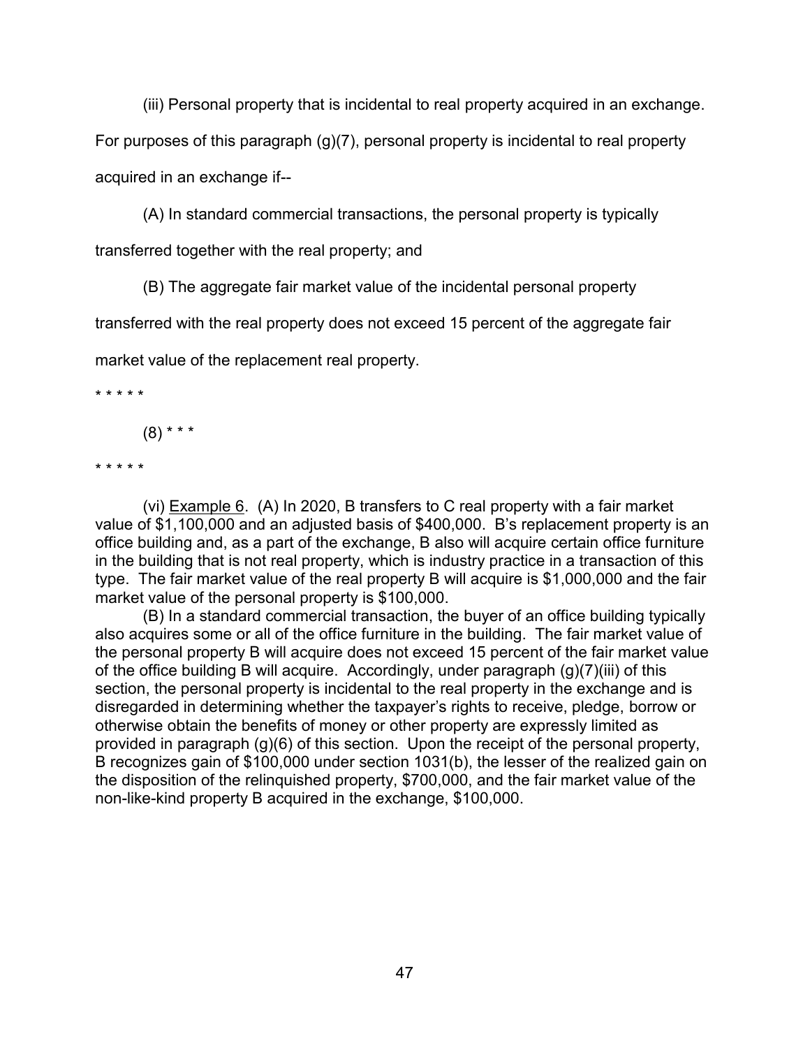(iii) Personal property that is incidental to real property acquired in an exchange. For purposes of this paragraph (g)(7), personal property is incidental to real property acquired in an exchange if--

(A) In standard commercial transactions, the personal property is typically transferred together with the real property; and

(B) The aggregate fair market value of the incidental personal property transferred with the real property does not exceed 15 percent of the aggregate fair market value of the replacement real property.

\* \* \* \* \*

(8) \* \* \*

\* \* \* \* \*

(vi) Example 6. (A) In 2020, B transfers to C real property with a fair market value of $1,100,000 and an adjusted basis of $400,000. B's replacement property is an office building and, as a part of the exchange, B also will acquire certain office furniture in the building that is not real property, which is industry practice in a transaction of this type. The fair market value of the real property B will acquire is $1,000,000 and the fair market value of the personal property is $100,000.

(B) In a standard commercial transaction, the buyer of an office building typically also acquires some or all of the office furniture in the building. The fair market value of the personal property B will acquire does not exceed 15 percent of the fair market value of the office building B will acquire. Accordingly, under paragraph (g)(7)(iii) of this section, the personal property is incidental to the real property in the exchange and is disregarded in determining whether the taxpayer's rights to receive, pledge, borrow or otherwise obtain the benefits of money or other property are expressly limited as provided in paragraph (g)(6) of this section. Upon the receipt of the personal property, B recognizes gain of $100,000 under section 1031(b), the lesser of the realized gain on the disposition of the relinquished property, $700,000, and the fair market value of the non-like-kind property B acquired in the exchange, $100,000.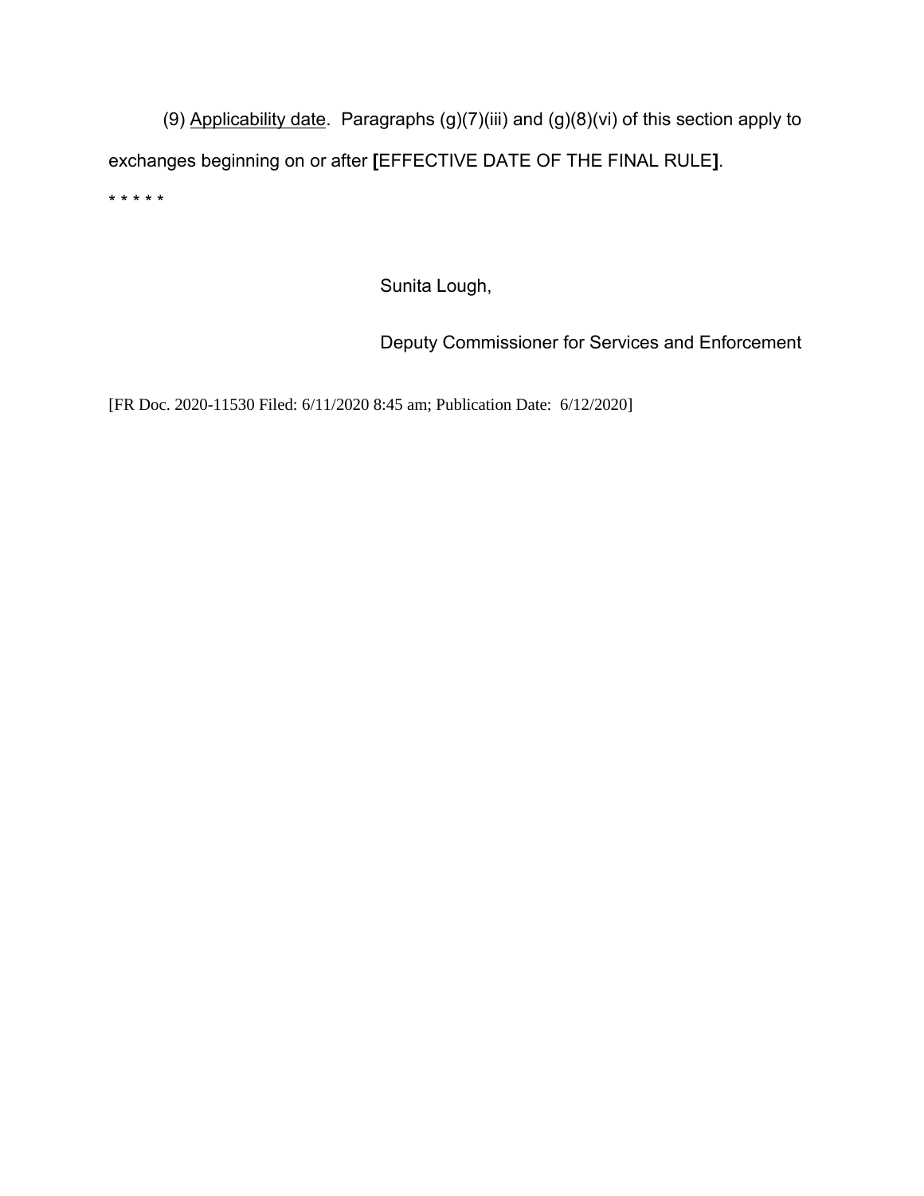(9) Applicability date. Paragraphs (g)(7)(iii) and (g)(8)(vi) of this section apply to exchanges beginning on or after **[**EFFECTIVE DATE OF THE FINAL RULE**]**.

* * * * *

Sunita Lough,

Deputy Commissioner for Services and Enforcement

[FR Doc. 2020-11530 Filed: 6/11/2020 8:45 am; Publication Date: 6/12/2020]